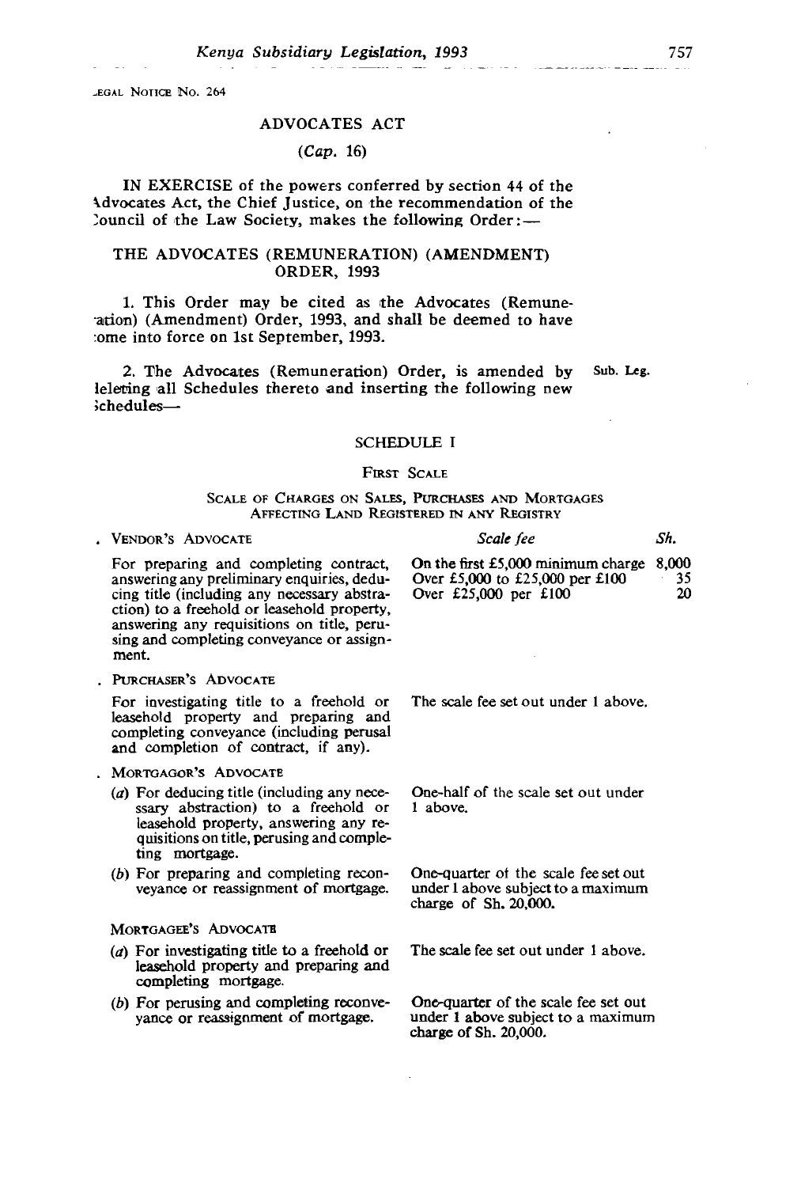LEGAL NOTICE NO. 264

# ADVOCATES ACT

*(Cap. 16)*

IN EXERCISE of the powers conferred by section 44 of the Advocates Act, the Chief Justice, on the recommendation of the Council of the Law Society, makes the following Order:—

## THE ADVOCATES (REMUNERATION) (AMENDMENT) ORDER, 1993

1. This Order may be cited as the Advocates (Remuneration) (Amendment) Order, 1993, and shall be deemed to have come into force on 1st September, 1993.

2. The Advocates (Remuneration) Order, is amended by deleting all Schedules thereto and inserting the following new Schedules— Sub. Leg.

### SCHEDULE I

#### FIRST SCALE

##### SCALE OF CHARGES ON SALES, PURCHASES AND MORTGAGES AFFECTING LAND REGISTERED IN ANY REGISTRY

| | *Scale fee* | *Sh.* |
|---|---|---|
| 1. VENDOR'S ADVOCATE | | |
| For preparing and completing contract, answering any preliminary enquiries, deducing title (including any necessary abstraction) to a freehold or leasehold property, answering any requisitions on title, perusing and completing conveyance or assignment. | On the first £5,000 minimum charge<br>Over £5,000 to £25,000 per £100<br>Over £25,000 per £100 | 8,000<br>35<br>20 |
| 2. PURCHASER'S ADVOCATE | | |
| For investigating title to a freehold or leasehold property and preparing and completing conveyance (including perusal and completion of contract, if any). | The scale fee set out under 1 above. | |
| 3. MORTGAGOR'S ADVOCATE | | |
| (*a*) For deducing title (including any necessary abstraction) to a freehold or leasehold property, answering any requisitions on title, perusing and completing mortgage. | One-half of the scale set out under 1 above. | |
| (*b*) For preparing and completing reconveyance or reassignment of mortgage. | One-quarter of the scale fee set out under 1 above subject to a maximum charge of Sh. 20,000. | |
| MORTGAGEE'S ADVOCATE | | |
| (*a*) For investigating title to a freehold or leasehold property and preparing and completing mortgage. | The scale fee set out under 1 above. | |
| (*b*) For perusing and completing reconveyance or reassignment of mortgage. | One-quarter of the scale fee set out under 1 above subject to a maximum charge of Sh. 20,000. | |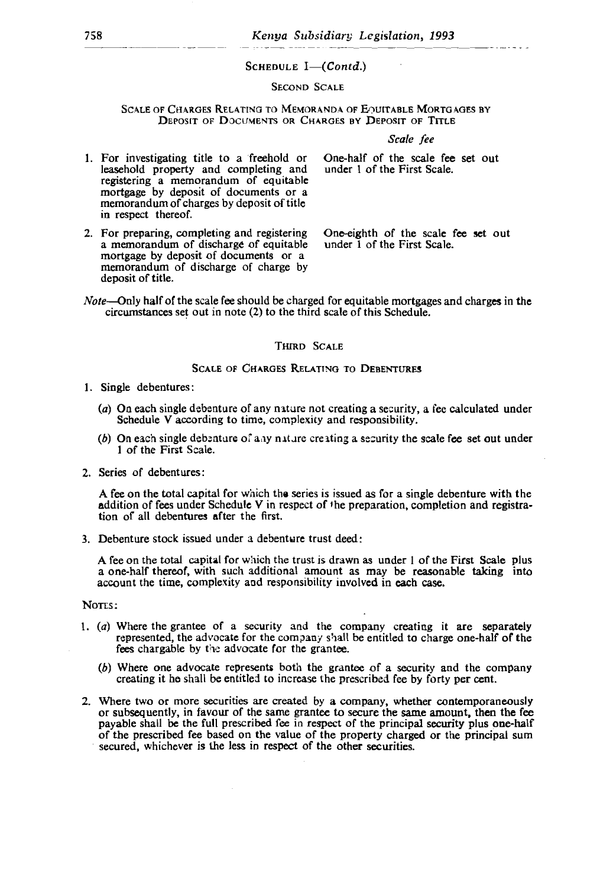SCHEDULE I—(*Contd.*)

SECOND SCALE

SCALE OF CHARGES RELATING TO MEMORANDA OF EQUITABLE MORTGAGES BY DEPOSIT OF DOCUMENTS OR CHARGES BY DEPOSIT OF TITLE

| | *Scale fee* |
|---|---|
| 1. For investigating title to a freehold or leasehold property and completing and registering a memorandum of equitable mortgage by deposit of documents or a memorandum of charges by deposit of title in respect thereof. | One-half of the scale fee set out under 1 of the First Scale. |
| 2. For preparing, completing and registering a memorandum of discharge of equitable mortgage by deposit of documents or a memorandum of discharge of charge by deposit of title. | One-eighth of the scale fee set out under 1 of the First Scale. |

*Note*—Only half of the scale fee should be charged for equitable mortgages and charges in the circumstances set out in note (2) to the third scale of this Schedule.

THIRD SCALE

SCALE OF CHARGES RELATING TO DEBENTURES

1. Single debentures:

   (*a*) On each single debenture of any nature not creating a security, a fee calculated under Schedule V according to time, complexity and responsibility.

   (*b*) On each single debenture of any nature creating a security the scale fee set out under 1 of the First Scale.

2. Series of debentures:

   A fee on the total capital for which the series is issued as for a single debenture with the addition of fees under Schedule V in respect of the preparation, completion and registration of all debentures after the first.

3. Debenture stock issued under a debenture trust deed:

   A fee on the total capital for which the trust is drawn as under 1 of the First Scale plus a one-half thereof, with such additional amount as may be reasonable taking into account the time, complexity and responsibility involved in each case.

NOTES:

1. (*a*) Where the grantee of a security and the company creating it are separately represented, the advocate for the company shall be entitled to charge one-half of the fees chargable by the advocate for the grantee.

   (*b*) Where one advocate represents both the grantee of a security and the company creating it he shall be entitled to increase the prescribed fee by forty per cent.

2. Where two or more securities are created by a company, whether contemporaneously or subsequently, in favour of the same grantee to secure the same amount, then the fee payable shall be the full prescribed fee in respect of the principal security plus one-half of the prescribed fee based on the value of the property charged or the principal sum secured, whichever is the less in respect of the other securities.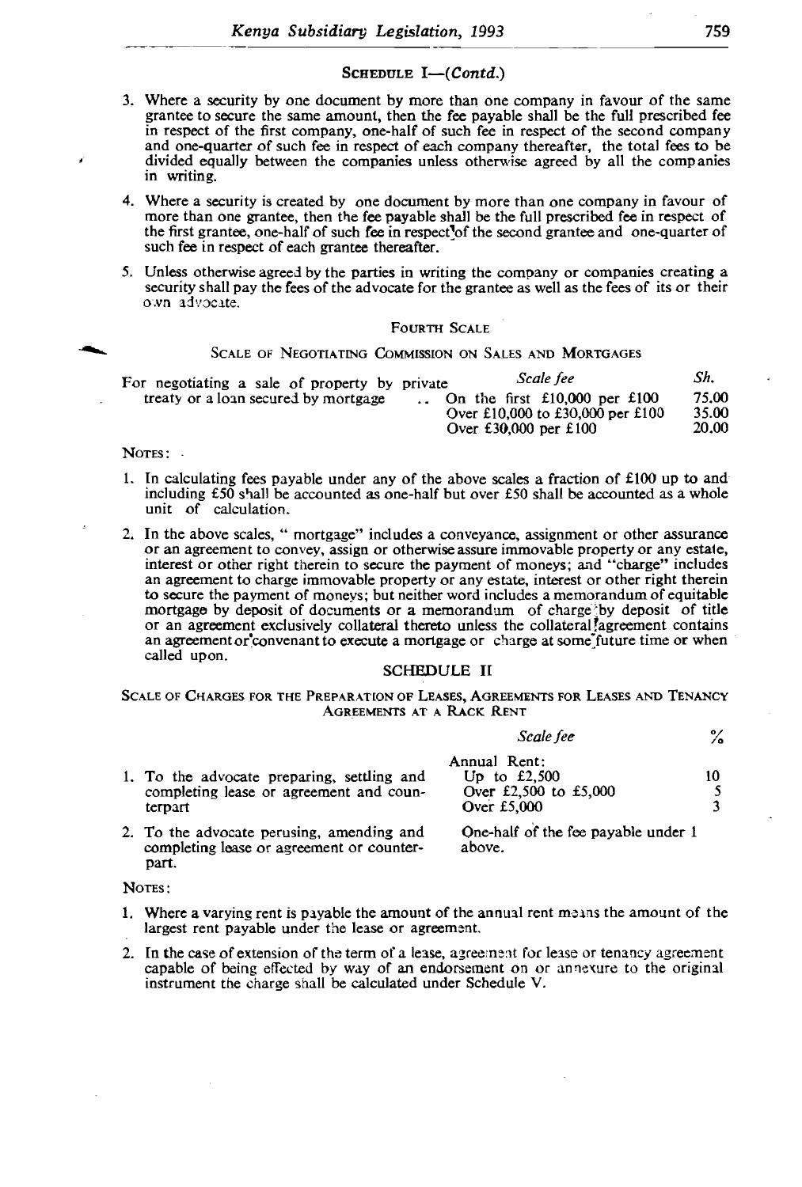SCHEDULE I—(*Contd.*)

3. Where a security by one document by more than one company in favour of the same grantee to secure the same amount, then the fee payable shall be the full prescribed fee in respect of the first company, one-half of such fee in respect of the second company and one-quarter of such fee in respect of each company thereafter, the total fees to be divided equally between the companies unless otherwise agreed by all the companies in writing.

4. Where a security is created by one document by more than one company in favour of more than one grantee, then the fee payable shall be the full prescribed fee in respect of the first grantee, one-half of such fee in respect of the second grantee and one-quarter of such fee in respect of each grantee thereafter.

5. Unless otherwise agreed by the parties in writing the company or companies creating a security shall pay the fees of the advocate for the grantee as well as the fees of its or their own advocate.

FOURTH SCALE

SCALE OF NEGOTIATING COMMISSION ON SALES AND MORTGAGES

| | *Scale fee* | *Sh.* |
|---|---|---|
| For negotiating a sale of property by private treaty or a loan secured by mortgage .. | On the first £10,000 per £100 | 75.00 |
| | Over £10,000 to £30,000 per £100 | 35.00 |
| | Over £30,000 per £100 | 20.00 |

NOTES:

1. In calculating fees payable under any of the above scales a fraction of £100 up to and including £50 shall be accounted as one-half but over £50 shall be accounted as a whole unit of calculation.

2. In the above scales, " mortgage" includes a conveyance, assignment or other assurance or an agreement to convey, assign or otherwise assure immovable property or any estate, interest or other right therein to secure the payment of moneys; and "charge" includes an agreement to charge immovable property or any estate, interest or other right therein to secure the payment of moneys; but neither word includes a memorandum of equitable mortgage by deposit of documents or a memorandum of charge by deposit of title or an agreement exclusively collateral thereto unless the collateral agreement contains an agreement or convenant to execute a mortgage or charge at some future time or when called upon.

SCHEDULE II

SCALE OF CHARGES FOR THE PREPARATION OF LEASES, AGREEMENTS FOR LEASES AND TENANCY AGREEMENTS AT A RACK RENT

| | *Scale fee* | % |
|---|---|---|
| | Annual Rent: | |
| 1. To the advocate preparing, settling and completing lease or agreement and counterpart | Up to £2,500 | 10 |
| | Over £2,500 to £5,000 | 5 |
| | Over £5,000 | 3 |
| 2. To the advocate perusing, amending and completing lease or agreement or counterpart. | One-half of the fee payable under 1 above. | |

NOTES:

1. Where a varying rent is payable the amount of the annual rent means the amount of the largest rent payable under the lease or agreement.

2. In the case of extension of the term of a lease, agreement for lease or tenancy agreement capable of being effected by way of an endorsement on or annexure to the original instrument the charge shall be calculated under Schedule V.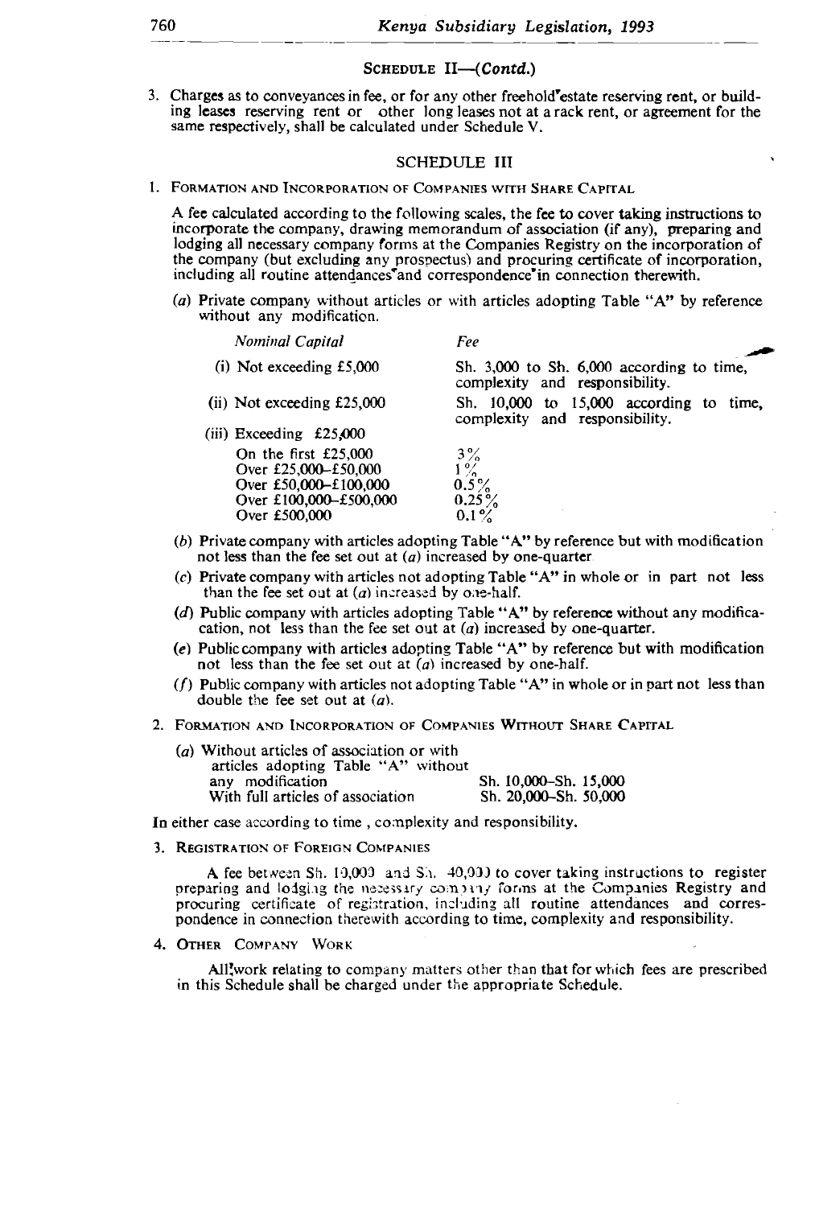## SCHEDULE II—(*Contd.*)

3. Charges as to conveyances in fee, or for any other freehold estate reserving rent, or building leases reserving rent or other long leases not at a rack rent, or agreement for the same respectively, shall be calculated under Schedule V.

## SCHEDULE III

1. FORMATION AND INCORPORATION OF COMPANIES WITH SHARE CAPITAL

A fee calculated according to the following scales, the fee to cover taking instructions to incorporate the company, drawing memorandum of association (if any), preparing and lodging all necessary company forms at the Companies Registry on the incorporation of the company (but excluding any prospectus) and procuring certificate of incorporation, including all routine attendances and correspondence in connection therewith.

(*a*) Private company without articles or with articles adopting Table "A" by reference without any modification.

| *Nominal Capital* | *Fee* |
|---|---|
| (i) Not exceeding £5,000 | Sh. 3,000 to Sh. 6,000 according to time, complexity and responsibility. |
| (ii) Not exceeding £25,000 | Sh. 10,000 to 15,000 according to time, complexity and responsibility. |
| (iii) Exceeding £25,000 | |
| On the first £25,000 | 3% |
| Over £25,000–£50,000 | 1% |
| Over £50,000–£100,000 | 0.5% |
| Over £100,000–£500,000 | 0.25% |
| Over £500,000 | 0.1% |

(*b*) Private company with articles adopting Table "A" by reference but with modification not less than the fee set out at (*a*) increased by one-quarter

(*c*) Private company with articles not adopting Table "A" in whole or in part not less than the fee set out at (*a*) increased by one-half.

(*d*) Public company with articles adopting Table "A" by reference without any modificacation, not less than the fee set out at (*a*) increased by one-quarter.

(*e*) Public company with articles adopting Table "A" by reference but with modification not less than the fee set out at (*a*) increased by one-half.

(*f*) Public company with articles not adopting Table "A" in whole or in part not less than double the fee set out at (*a*).

2. FORMATION AND INCORPORATION OF COMPANIES WITHOUT SHARE CAPITAL

| | |
|---|---|
| (*a*) Without articles of association or with articles adopting Table "A" without any modification | Sh. 10,000–Sh. 15,000 |
| With full articles of association | Sh. 20,000–Sh. 50,000 |

In either case according to time, complexity and responsibility.

3. REGISTRATION OF FOREIGN COMPANIES

A fee between Sh. 10,000 and Sh. 40,000 to cover taking instructions to register preparing and lodging the necessary company forms at the Companies Registry and procuring certificate of registration, including all routine attendances and correspondence in connection therewith according to time, complexity and responsibility.

4. OTHER COMPANY WORK

All work relating to company matters other than that for which fees are prescribed in this Schedule shall be charged under the appropriate Schedule.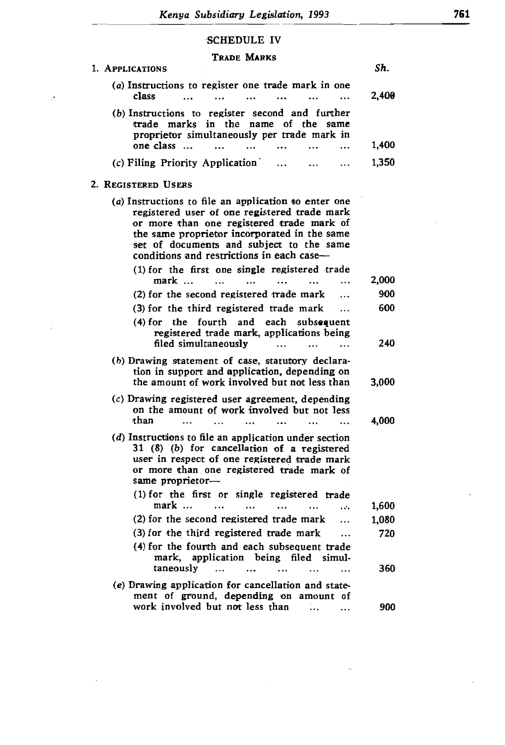## SCHEDULE IV

### TRADE MARKS

| | Sh. |
|---|---|
| **1. APPLICATIONS** | |
| (a) Instructions to register one trade mark in one class ... ... ... ... ... ... | 2,400 |
| (b) Instructions to register second and further trade marks in the name of the same proprietor simultaneously per trade mark in one class ... ... ... ... ... ... | 1,400 |
| (c) Filing Priority Application ... ... ... | 1,350 |
| **2. REGISTERED USERS** | |
| (a) Instructions to file an application to enter one registered user of one registered trade mark or more than one registered trade mark of the same proprietor incorporated in the same set of documents and subject to the same conditions and restrictions in each case— | |
| (1) for the first one single registered trade mark ... ... ... ... ... ... | 2,000 |
| (2) for the second registered trade mark ... | 900 |
| (3) for the third registered trade mark ... | 600 |
| (4) for the fourth and each subsequent registered trade mark, applications being filed simultaneously ... ... ... | 240 |
| (b) Drawing statement of case, statutory declaration in support and application, depending on the amount of work involved but not less than | 3,000 |
| (c) Drawing registered user agreement, depending on the amount of work involved but not less than ... ... ... ... ... ... | 4,000 |
| (d) Instructions to file an application under section 31 (8) (b) for cancellation of a registered user in respect of one registered trade mark or more than one registered trade mark of same proprietor— | |
| (1) for the first or single registered trade mark ... ... ... ... ... ... | 1,600 |
| (2) for the second registered trade mark ... | 1,080 |
| (3) for the third registered trade mark ... | 720 |
| (4) for the fourth and each subsequent trade mark, application being filed simultaneously ... ... ... ... ... | 360 |
| (e) Drawing application for cancellation and statement of ground, depending on amount of work involved but not less than ... ... | 900 |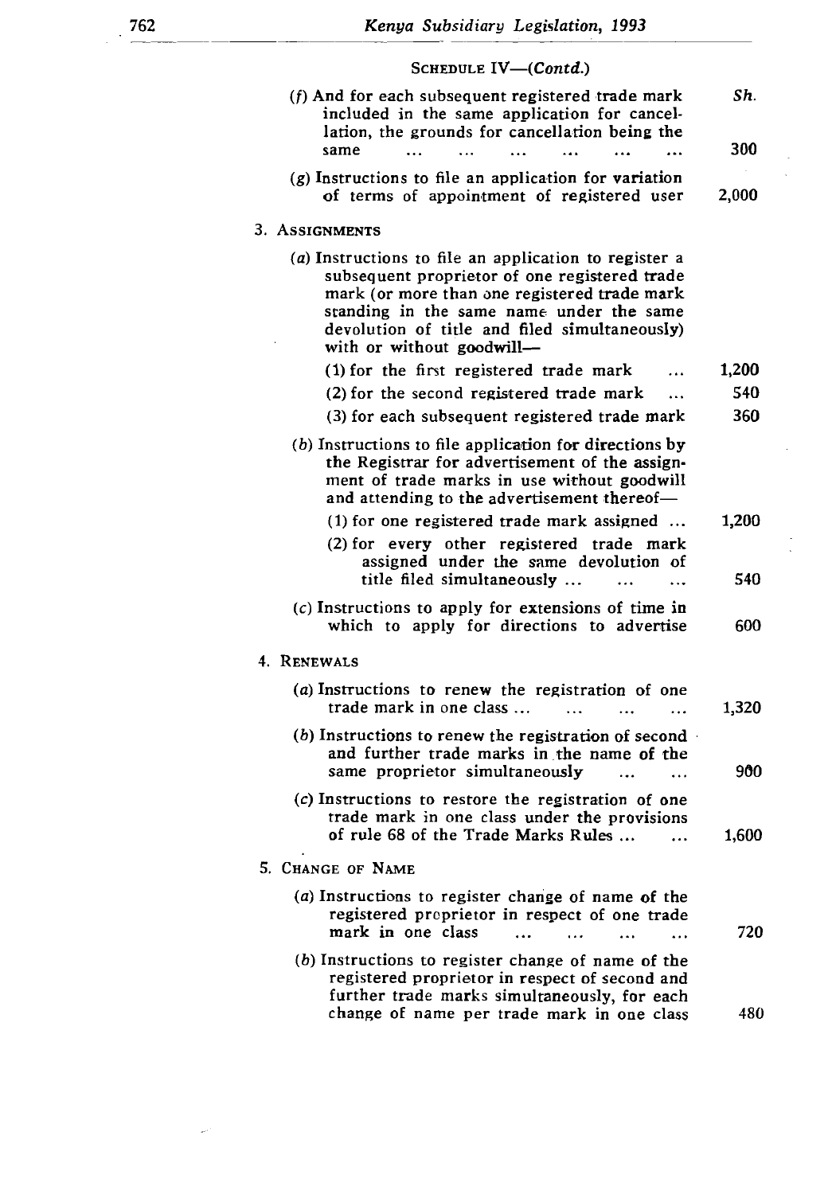SCHEDULE IV—(*Contd.*)

| | Sh. |
|---|---|
| (*f*) And for each subsequent registered trade mark included in the same application for cancellation, the grounds for cancellation being the same ... ... ... ... ... ... | 300 |
| (*g*) Instructions to file an application for variation of terms of appointment of registered user | 2,000 |

3. ASSIGNMENTS

| | |
|---|---|
| (*a*) Instructions to file an application to register a subsequent proprietor of one registered trade mark (or more than one registered trade mark standing in the same name under the same devolution of title and filed simultaneously) with or without goodwill— | |
| (1) for the first registered trade mark ... | 1,200 |
| (2) for the second registered trade mark ... | 540 |
| (3) for each subsequent registered trade mark | 360 |
| (*b*) Instructions to file application for directions by the Registrar for advertisement of the assignment of trade marks in use without goodwill and attending to the advertisement thereof— | |
| (1) for one registered trade mark assigned ... | 1,200 |
| (2) for every other registered trade mark assigned under the same devolution of title filed simultaneously ... ... ... | 540 |
| (*c*) Instructions to apply for extensions of time in which to apply for directions to advertise | 600 |

4. RENEWALS

| | |
|---|---|
| (*a*) Instructions to renew the registration of one trade mark in one class ... ... ... ... | 1,320 |
| (*b*) Instructions to renew the registration of second and further trade marks in the name of the same proprietor simultaneously ... ... | 900 |
| (*c*) Instructions to restore the registration of one trade mark in one class under the provisions of rule 68 of the Trade Marks Rules ... ... | 1,600 |

5. CHANGE OF NAME

| | |
|---|---|
| (*a*) Instructions to register change of name of the registered proprietor in respect of one trade mark in one class ... ... ... ... | 720 |
| (*b*) Instructions to register change of name of the registered proprietor in respect of second and further trade marks simultaneously, for each change of name per trade mark in one class | 480 |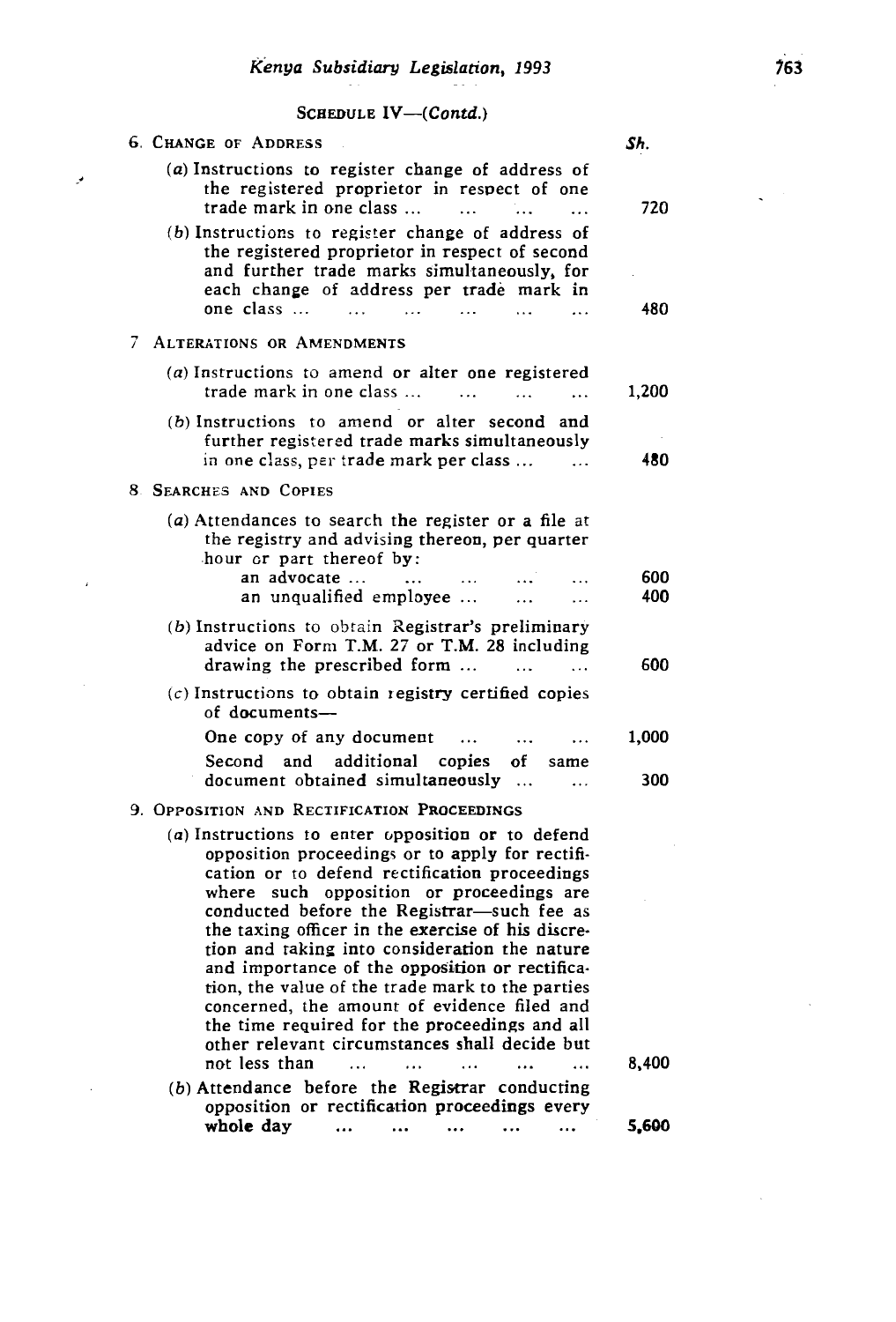SCHEDULE IV—(*Contd.*)

| | *Sh.* |
|---|---|
| 6. CHANGE OF ADDRESS | |
| (*a*) Instructions to register change of address of the registered proprietor in respect of one trade mark in one class ... ... ... ... | 720 |
| (*b*) Instructions to register change of address of the registered proprietor in respect of second and further trade marks simultaneously, for each change of address per trade mark in one class ... ... ... ... ... ... | 480 |
| 7. ALTERATIONS OR AMENDMENTS | |
| (*a*) Instructions to amend or alter one registered trade mark in one class ... ... ... ... | 1,200 |
| (*b*) Instructions to amend or alter second and further registered trade marks simultaneously in one class, per trade mark per class ... ... | 480 |
| 8. SEARCHES AND COPIES | |
| (*a*) Attendances to search the register or a file at the registry and advising thereon, per quarter hour or part thereof by: | |
| an advocate ... ... ... ... ... | 600 |
| an unqualified employee ... ... ... | 400 |
| (*b*) Instructions to obtain Registrar's preliminary advice on Form T.M. 27 or T.M. 28 including drawing the prescribed form ... ... ... | 600 |
| (*c*) Instructions to obtain registry certified copies of documents— | |
| One copy of any document ... ... ... | 1,000 |
| Second and additional copies of same document obtained simultaneously ... ... | 300 |
| 9. OPPOSITION AND RECTIFICATION PROCEEDINGS | |
| (*a*) Instructions to enter opposition or to defend opposition proceedings or to apply for rectification or to defend rectification proceedings where such opposition or proceedings are conducted before the Registrar—such fee as the taxing officer in the exercise of his discretion and taking into consideration the nature and importance of the opposition or rectification, the value of the trade mark to the parties concerned, the amount of evidence filed and the time required for the proceedings and all other relevant circumstances shall decide but not less than ... ... ... ... ... | 8,400 |
| (*b*) Attendance before the Registrar conducting opposition or rectification proceedings every **whole day** ... ... ... ... ... | 5,600 |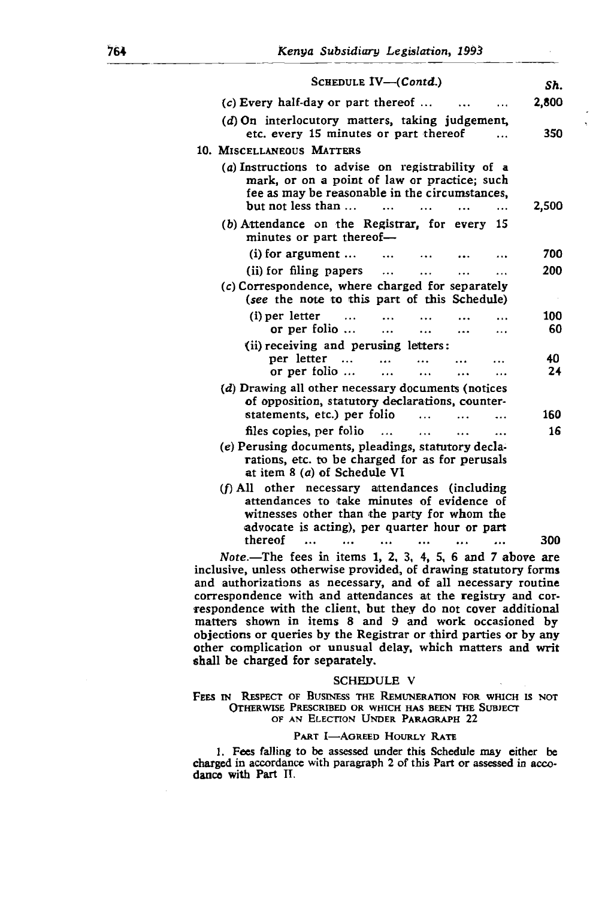SCHEDULE IV—(*Contd.*)

| | Sh. |
|---|---|
| (*c*) Every half-day or part thereof ... ... ... | 2,800 |
| (*d*) On interlocutory matters, taking judgement, etc. every 15 minutes or part thereof ... | 350 |
| 10. MISCELLANEOUS MATTERS | |
| (*a*) Instructions to advise on registrability of a mark, or on a point of law or practice; such fee as may be reasonable in the circumstances, but not less than ... ... ... ... ... | 2,500 |
| (*b*) Attendance on the Registrar, for every 15 minutes or part thereof— | |
| (i) for argument ... ... ... ... ... | 700 |
| (ii) for filing papers ... ... ... ... | 200 |
| (*c*) Correspondence, where charged for separately (*see* the note to this part of this Schedule) | |
| (i) per letter ... ... ... ... ... ... | 100 |
| or per folio ... ... ... ... ... | 60 |
| (ii) receiving and perusing letters: | |
| per letter ... ... ... ... ... | 40 |
| or per folio ... ... ... ... ... | 24 |
| (*d*) Drawing all other necessary documents (notices of opposition, statutory declarations, counter-statements, etc.) per folio ... ... ... | 160 |
| files copies, per folio ... ... ... ... | 16 |
| (*e*) Perusing documents, pleadings, statutory declarations, etc. to be charged for as for perusals at item 8 (*a*) of Schedule VI | |
| (*f*) All other necessary attendances (including attendances to take minutes of evidence of witnesses other than the party for whom the advocate is acting), per quarter hour or part thereof ... ... ... ... ... ... | 300 |

*Note*.—The fees in items 1, 2, 3, 4, 5, 6 and 7 above are inclusive, unless otherwise provided, of drawing statutory forms and authorizations as necessary, and of all necessary routine correspondence with and attendances at the registry and correspondence with the client, but they do not cover additional matters shown in items 8 and 9 and work occasioned by objections or queries by the Registrar or third parties or by any other complication or unusual delay, which matters and writ shall be charged for separately.

## SCHEDULE V

FEES IN RESPECT OF BUSINESS THE REMUNERATION FOR WHICH IS NOT OTHERWISE PRESCRIBED OR WHICH HAS BEEN THE SUBJECT OF AN ELECTION UNDER PARAGRAPH 22

### PART I—AGREED HOURLY RATE

1. Fees falling to be assessed under this Schedule may either be charged in accordance with paragraph 2 of this Part or assessed in accodance with Part II.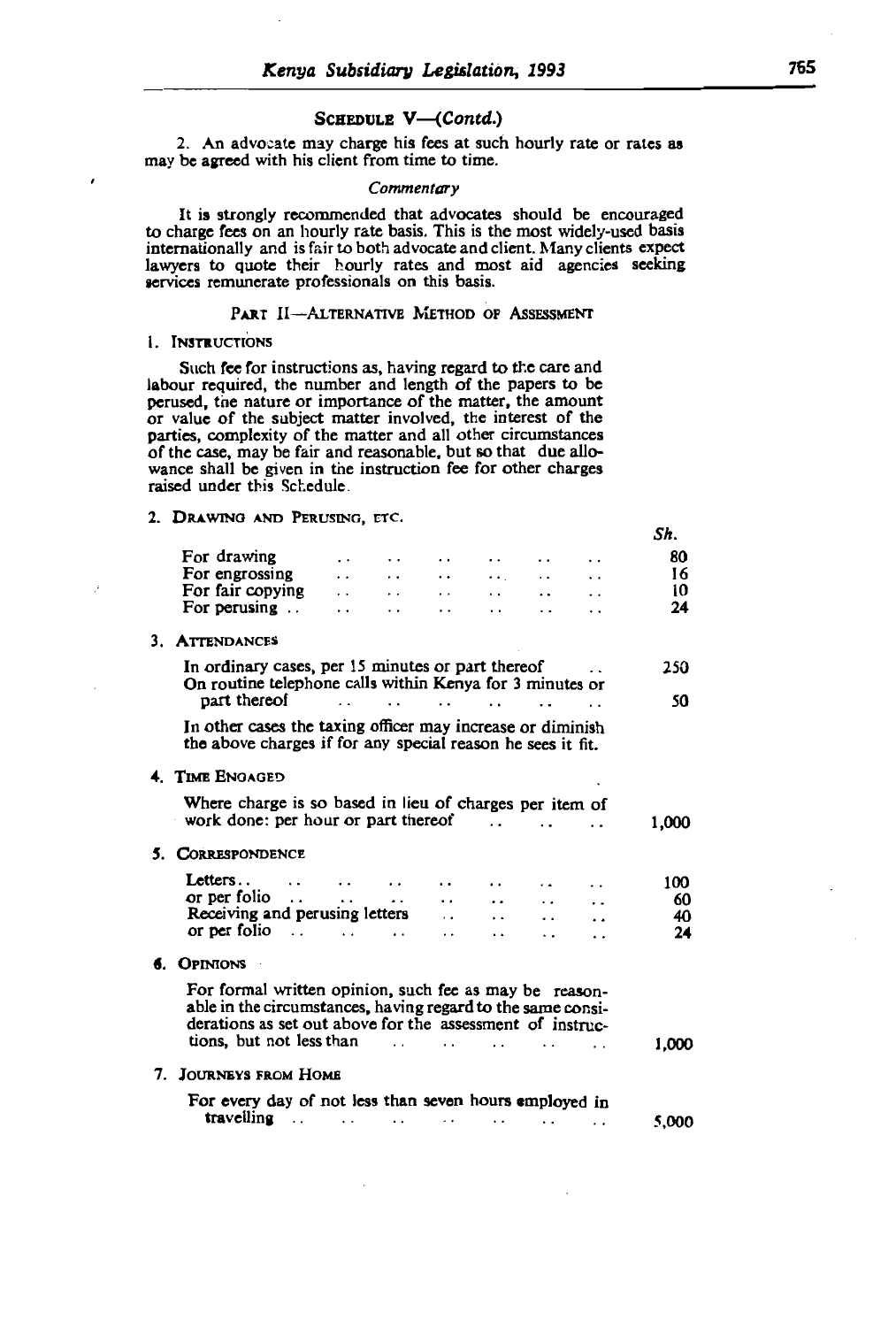## SCHEDULE V—(*Contd.*)

2. An advocate may charge his fees at such hourly rate or rates as may be agreed with his client from time to time.

*Commentary*

It is strongly recommended that advocates should be encouraged to charge fees on an hourly rate basis. This is the most widely-used basis internationally and is fair to both advocate and client. Many clients expect lawyers to quote their hourly rates and most aid agencies seeking services remunerate professionals on this basis.

### PART II—ALTERNATIVE METHOD OF ASSESSMENT

1. INSTRUCTIONS

Such fee for instructions as, having regard to the care and labour required, the number and length of the papers to be perused, the nature or importance of the matter, the amount or value of the subject matter involved, the interest of the parties, complexity of the matter and all other circumstances of the case, may be fair and reasonable, but so that due allowance shall be given in the instruction fee for other charges raised under this Schedule.

2. DRAWING AND PERUSING, ETC.

| | Sh. |
|---|---|
| For drawing | 80 |
| For engrossing | 16 |
| For fair copying | 10 |
| For perusing | 24 |

3. ATTENDANCES

| | |
|---|---|
| In ordinary cases, per 15 minutes or part thereof | 250 |
| On routine telephone calls within Kenya for 3 minutes or part thereof | 50 |

In other cases the taxing officer may increase or diminish the above charges if for any special reason he sees it fit.

4. TIME ENGAGED

| | |
|---|---|
| Where charge is so based in lieu of charges per item of work done: per hour or part thereof | 1,000 |

5. CORRESPONDENCE

| | |
|---|---|
| Letters | 100 |
| or per folio | 60 |
| Receiving and perusing letters | 40 |
| or per folio | 24 |

6. OPINIONS

| | |
|---|---|
| For formal written opinion, such fee as may be reasonable in the circumstances, having regard to the same considerations as set out above for the assessment of instructions, but not less than | 1,000 |

7. JOURNEYS FROM HOME

| | |
|---|---|
| For every day of not less than seven hours employed in travelling | 5,000 |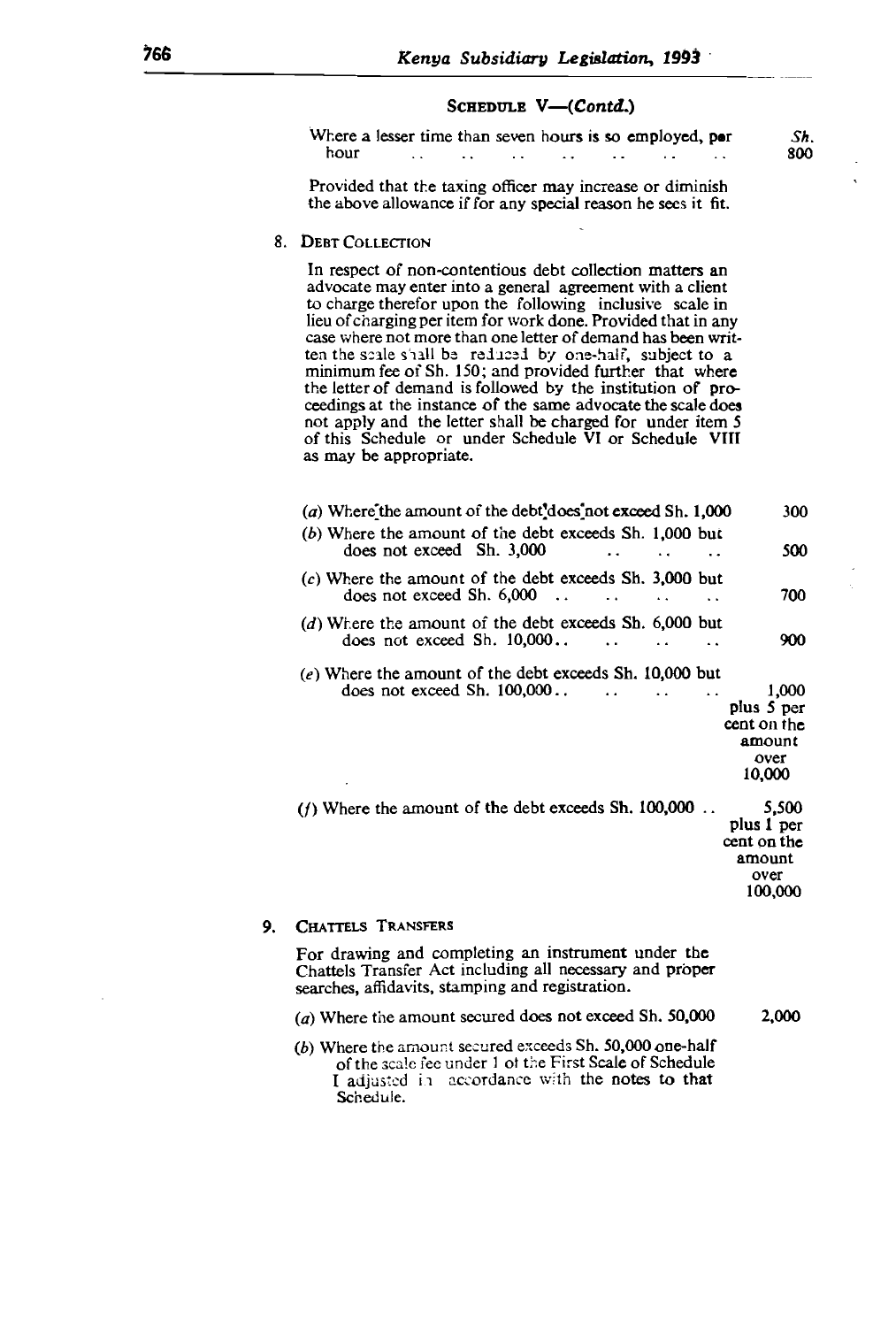### SCHEDULE V—(*Contd.*)

| | Sh. |
|---|---|
| Where a lesser time than seven hours is so employed, per hour | 800 |

Provided that the taxing officer may increase or diminish the above allowance if for any special reason he sees it fit.

8. DEBT COLLECTION

In respect of non-contentious debt collection matters an advocate may enter into a general agreement with a client to charge therefor upon the following inclusive scale in lieu of charging per item for work done. Provided that in any case where not more than one letter of demand has been written the scale shall be reduced by one-half, subject to a minimum fee of Sh. 150; and provided further that where the letter of demand is followed by the institution of proceedings at the instance of the same advocate the scale does not apply and the letter shall be charged for under item 5 of this Schedule or under Schedule VI or Schedule VIII as may be appropriate.

| | |
|---|---|
| (*a*) Where the amount of the debt does not exceed Sh. 1,000 | 300 |
| (*b*) Where the amount of the debt exceeds Sh. 1,000 but does not exceed Sh. 3,000 | 500 |
| (*c*) Where the amount of the debt exceeds Sh. 3,000 but does not exceed Sh. 6,000 | 700 |
| (*d*) Where the amount of the debt exceeds Sh. 6,000 but does not exceed Sh. 10,000 | 900 |
| (*e*) Where the amount of the debt exceeds Sh. 10,000 but does not exceed Sh. 100,000 | 1,000 plus 5 per cent on the amount over 10,000 |
| (*f*) Where the amount of the debt exceeds Sh. 100,000 | 5,500 plus 1 per cent on the amount over 100,000 |

9. CHATTELS TRANSFERS

For drawing and completing an instrument under the Chattels Transfer Act including all necessary and proper searches, affidavits, stamping and registration.

| | |
|---|---|
| (*a*) Where the amount secured does not exceed Sh. 50,000 | 2,000 |
| (*b*) Where the amount secured exceeds Sh. 50,000 one-half of the scale fee under 1 of the First Scale of Schedule I adjusted in accordance with the notes to that Schedule. | |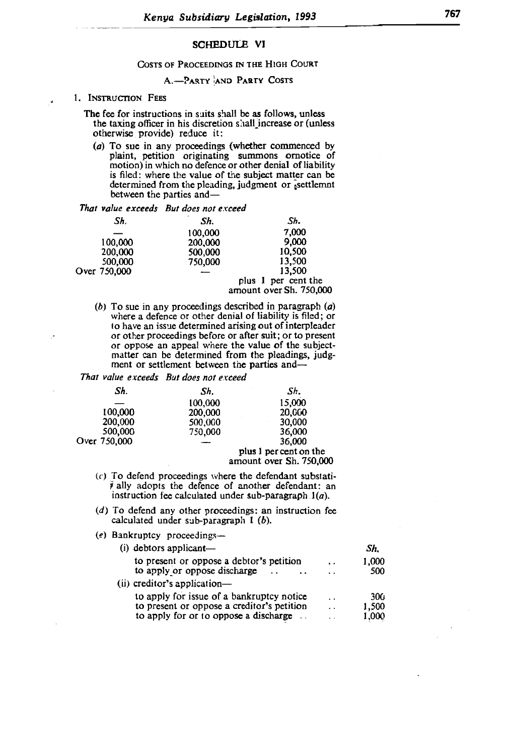## SCHEDULE VI

### COSTS OF PROCEEDINGS IN THE HIGH COURT

### A.—PARTY AND PARTY COSTS

1. INSTRUCTION FEES

The fee for instructions in suits shall be as follows, unless the taxing officer in his discretion shall increase or (unless otherwise provide) reduce it:

(*a*) To sue in any proceedings (whether commenced by plaint, petition originating summons ornotice of motion) in which no defence or other denial of liability is filed: where the value of the subject matter can be determined from the pleading, judgment or settlemnt between the parties and—

| *That value exceeds* | *But does not exceed* | |
|---|---|---|
| *Sh.* | *Sh.* | *Sh.* |
| — | 100,000 | 7,000 |
| 100,000 | 200,000 | 9,000 |
| 200,000 | 500,000 | 10,500 |
| 500,000 | 750,000 | 13,500 |
| Over 750,000 | — | 13,500 plus 1 per cent the amount over Sh. 750,000 |

(*b*) To sue in any proceedings described in paragraph (*a*) where a defence or other denial of liability is filed; or to have an issue determined arising out of interpleader or other proceedings before or after suit; or to present or oppose an appeal where the value of the subject-matter can be determined from the pleadings, judgment or settlement between the parties and—

| *That value exceeds* | *But does not exceed* | |
|---|---|---|
| *Sh.* | *Sh.* | *Sh.* |
| — | 100,000 | 15,000 |
| 100,000 | 200,000 | 20,000 |
| 200,000 | 500,000 | 30,000 |
| 500,000 | 750,000 | 36,000 |
| Over 750,000 | — | 36,000 plus 1 per cent on the amount over Sh. 750,000 |

(*c*) To defend proceedings where the defendant substatially adopts the defence of another defendant: an instruction fee calculated under sub-paragraph 1(*a*).

(*d*) To defend any other proceedings: an instruction fee calculated under sub-paragraph 1 (*b*).

(*e*) Bankruptcy proceedings—

| | *Sh.* |
|---|---|
| (i) debtors applicant— | |
| to present or oppose a debtor's petition | 1,000 |
| to apply or oppose discharge | 500 |
| (ii) creditor's application— | |
| to apply for issue of a bankruptcy notice | 300 |
| to present or oppose a creditor's petition | 1,500 |
| to apply for or to oppose a discharge | 1,000 |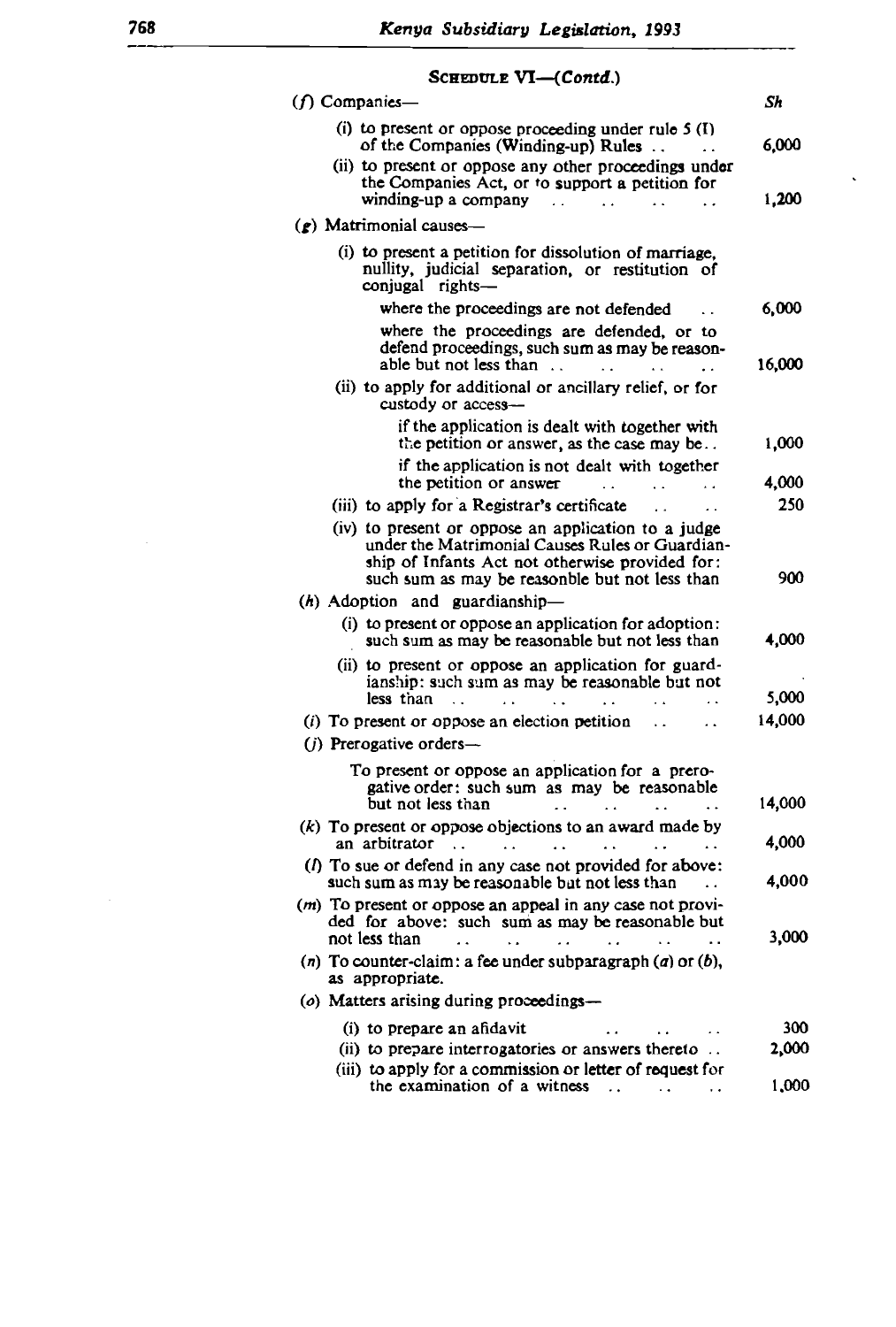## SCHEDULE VI—(*Contd.*)

| | Sh |
|---|---|
| (*f*) Companies— | |
| (i) to present or oppose proceeding under rule 5 (I) of the Companies (Winding-up) Rules .. .. | 6,000 |
| (ii) to present or oppose any other proceedings under the Companies Act, or to support a petition for winding-up a company .. .. .. .. | 1,200 |
| (*g*) Matrimonial causes— | |
| (i) to present a petition for dissolution of marriage, nullity, judicial separation, or restitution of conjugal rights— | |
| where the proceedings are not defended .. | 6,000 |
| where the proceedings are defended, or to defend proceedings, such sum as may be reasonable but not less than .. .. .. .. | 16,000 |
| (ii) to apply for additional or ancillary relief, or for custody or access— | |
| if the application is dealt with together with the petition or answer, as the case may be.. | 1,000 |
| if the application is not dealt with together the petition or answer .. .. .. | 4,000 |
| (iii) to apply for a Registrar's certificate .. .. | 250 |
| (iv) to present or oppose an application to a judge under the Matrimonial Causes Rules or Guardianship of Infants Act not otherwise provided for: such sum as may be reasonble but not less than | 900 |
| (*h*) Adoption and guardianship— | |
| (i) to present or oppose an application for adoption: such sum as may be reasonable but not less than | 4,000 |
| (ii) to present or oppose an application for guardianship: such sum as may be reasonable but not less than .. .. .. .. .. .. | 5,000 |
| (*i*) To present or oppose an election petition .. .. | 14,000 |
| (*j*) Prerogative orders— | |
| To present or oppose an application for a prerogative order: such sum as may be reasonable but not less than .. .. .. .. | 14,000 |
| (*k*) To present or oppose objections to an award made by an arbitrator .. .. .. .. .. .. | 4,000 |
| (*l*) To sue or defend in any case not provided for above: such sum as may be reasonable but not less than .. | 4,000 |
| (*m*) To present or oppose an appeal in any case not provided for above: such sum as may be reasonable but not less than .. .. .. .. .. .. | 3,000 |
| (*n*) To counter-claim: a fee under subparagraph (*a*) or (*b*), as appropriate. | |
| (*o*) Matters arising during proceedings— | |
| (i) to prepare an afidavit .. .. .. | 300 |
| (ii) to prepare interrogatories or answers thereto .. | 2,000 |
| (iii) to apply for a commission or letter of request for the examination of a witness .. .. .. | 1,000 |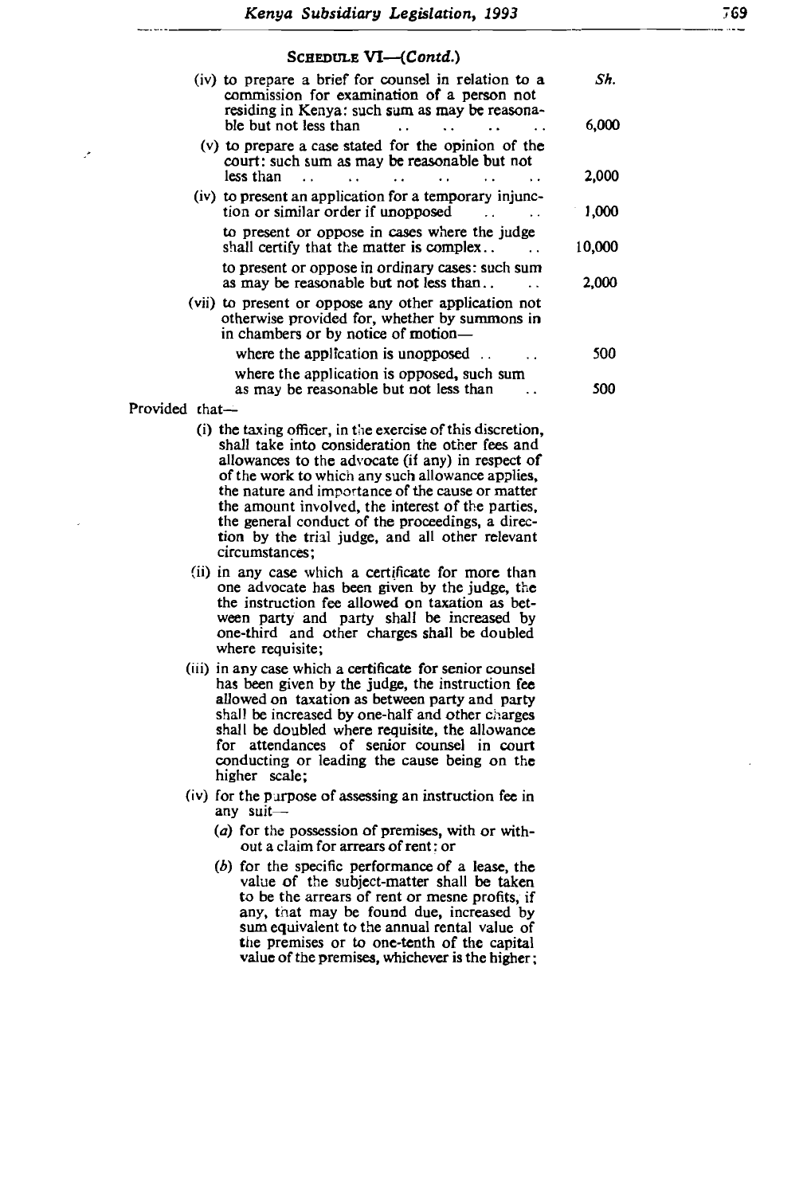SCHEDULE VI—(*Contd.*)

| | Sh. |
|---|---|
| (iv) to prepare a brief for counsel in relation to a commission for examination of a person not residing in Kenya: such sum as may be reasonable but not less than .. .. .. .. | 6,000 |
| (v) to prepare a case stated for the opinion of the court: such sum as may be reasonable but not less than .. .. .. .. .. .. | 2,000 |
| (iv) to present an application for a temporary injunction or similar order if unopposed .. .. | 1,000 |
| to present or oppose in cases where the judge shall certify that the matter is complex.. .. | 10,000 |
| to present or oppose in ordinary cases: such sum as may be reasonable but not less than.. .. | 2,000 |
| (vii) to present or oppose any other application not otherwise provided for, whether by summons in in chambers or by notice of motion— | |
| where the application is unopposed .. .. | 500 |
| where the application is opposed, such sum as may be reasonable but not less than .. | 500 |

Provided that—

(i) the taxing officer, in the exercise of this discretion, shall take into consideration the other fees and allowances to the advocate (if any) in respect of of the work to which any such allowance applies, the nature and importance of the cause or matter the amount involved, the interest of the parties, the general conduct of the proceedings, a direction by the trial judge, and all other relevant circumstances;

(ii) in any case which a certificate for more than one advocate has been given by the judge, the the instruction fee allowed on taxation as between party and party shall be increased by one-third and other charges shall be doubled where requisite;

(iii) in any case which a certificate for senior counsel has been given by the judge, the instruction fee allowed on taxation as between party and party shall be increased by one-half and other charges shall be doubled where requisite, the allowance for attendances of senior counsel in court conducting or leading the cause being on the higher scale;

(iv) for the purpose of assessing an instruction fee in any suit—

(*a*) for the possession of premises, with or without a claim for arrears of rent; or

(*b*) for the specific performance of a lease, the value of the subject-matter shall be taken to be the arrears of rent or mesne profits, if any, that may be found due, increased by sum equivalent to the annual rental value of the premises or to one-tenth of the capital value of the premises, whichever is the higher;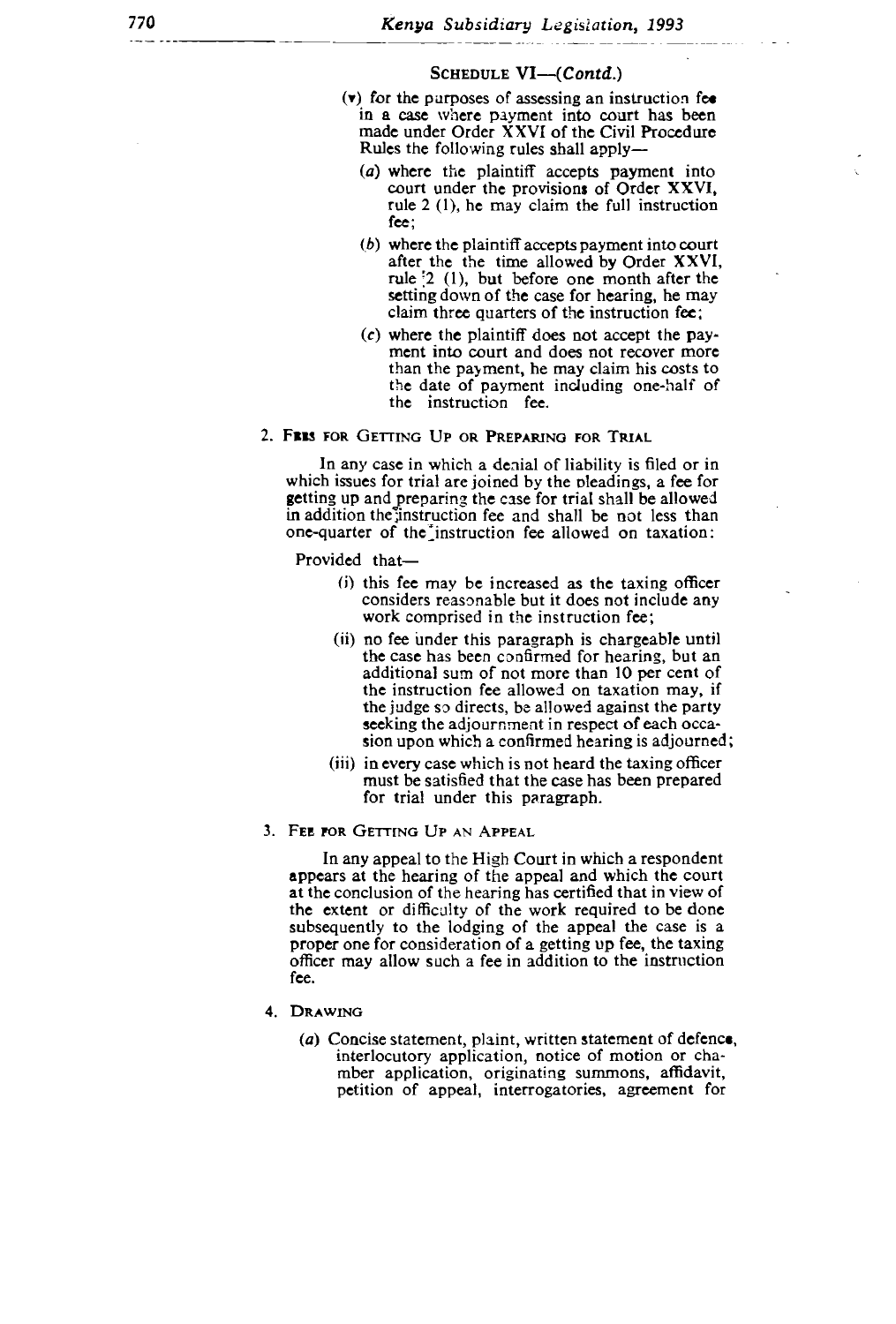SCHEDULE VI—(*Contd.*)

(v) for the purposes of assessing an instruction fee in a case where payment into court has been made under Order XXVI of the Civil Procedure Rules the following rules shall apply—

(*a*) where the plaintiff accepts payment into court under the provisions of Order XXVI, rule 2 (1), he may claim the full instruction fee;

(*b*) where the plaintiff accepts payment into court after the the time allowed by Order XXVI, rule 2 (1), but before one month after the setting down of the case for hearing, he may claim three quarters of the instruction fee;

(*c*) where the plaintiff does not accept the payment into court and does not recover more than the payment, he may claim his costs to the date of payment including one-half of the instruction fee.

2. FEES FOR GETTING UP OR PREPARING FOR TRIAL

In any case in which a denial of liability is filed or in which issues for trial are joined by the pleadings, a fee for getting up and preparing the case for trial shall be allowed in addition the instruction fee and shall be not less than one-quarter of the instruction fee allowed on taxation:

Provided that—

(i) this fee may be increased as the taxing officer considers reasonable but it does not include any work comprised in the instruction fee;

(ii) no fee under this paragraph is chargeable until the case has been confirmed for hearing, but an additional sum of not more than 10 per cent of the instruction fee allowed on taxation may, if the judge so directs, be allowed against the party seeking the adjournment in respect of each occasion upon which a confirmed hearing is adjourned;

(iii) in every case which is not heard the taxing officer must be satisfied that the case has been prepared for trial under this paragraph.

3. FEE FOR GETTING UP AN APPEAL

In any appeal to the High Court in which a respondent appears at the hearing of the appeal and which the court at the conclusion of the hearing has certified that in view of the extent or difficulty of the work required to be done subsequently to the lodging of the appeal the case is a proper one for consideration of a getting up fee, the taxing officer may allow such a fee in addition to the instruction fee.

4. DRAWING

(*a*) Concise statement, plaint, written statement of defence, interlocutory application, notice of motion or chamber application, originating summons, affidavit, petition of appeal, interrogatories, agreement for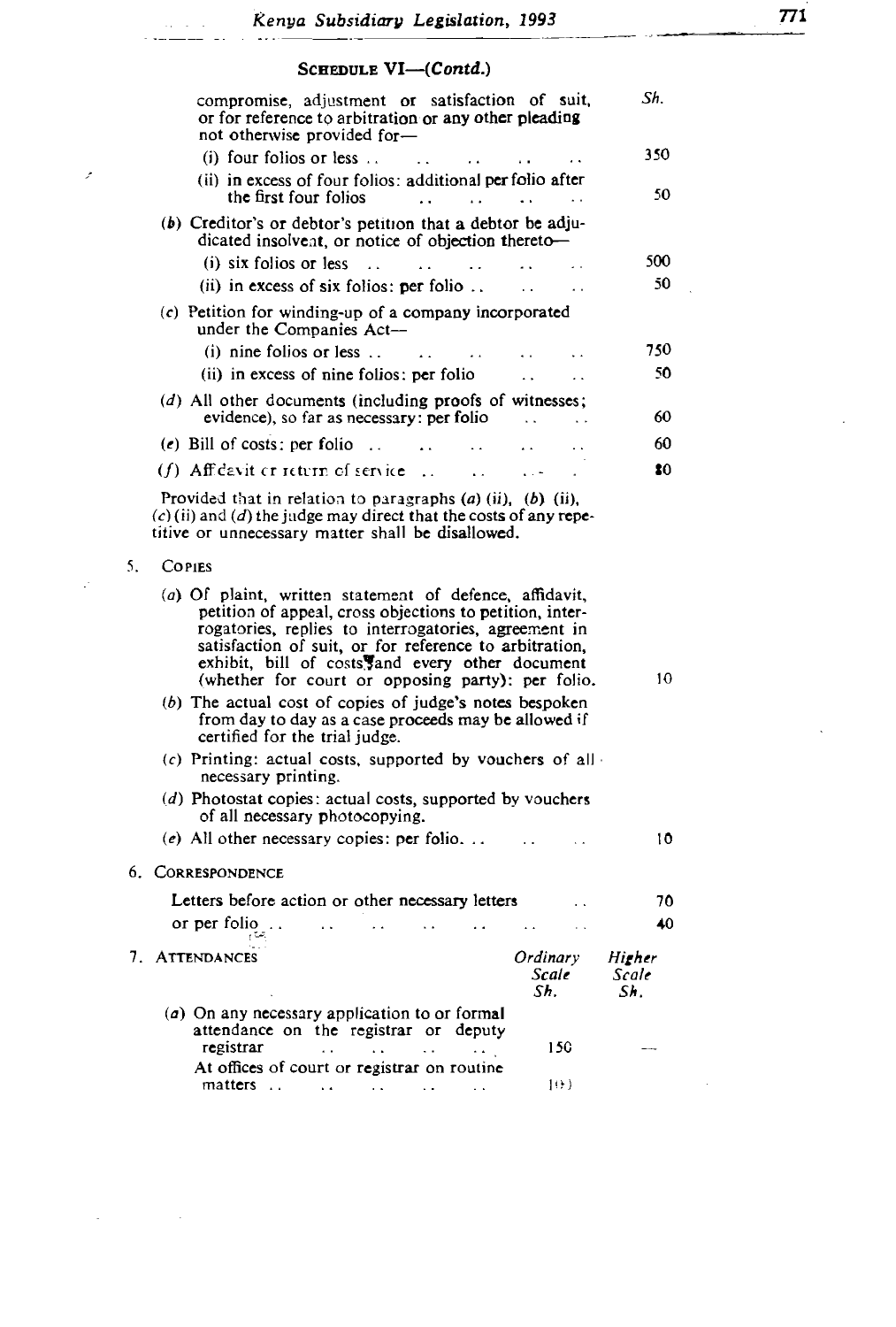SCHEDULE VI—(*Contd.*)

| | Sh. |
|---|---|
| compromise, adjustment or satisfaction of suit, or for reference to arbitration or any other pleading not otherwise provided for— | |
| (i) four folios or less .. .. .. .. .. | 350 |
| (ii) in excess of four folios: additional per folio after the first four folios .. .. .. .. | 50 |
| (*b*) Creditor's or debtor's petition that a debtor be adjudicated insolvent, or notice of objection thereto— | |
| (i) six folios or less .. .. .. .. .. | 500 |
| (ii) in excess of six folios: per folio .. .. .. | 50 |
| (*c*) Petition for winding-up of a company incorporated under the Companies Act— | |
| (i) nine folios or less .. .. .. .. .. | 750 |
| (ii) in excess of nine folios: per folio .. .. | 50 |
| (*d*) All other documents (including proofs of witnesses; evidence), so far as necessary: per folio .. .. | 60 |
| (*e*) Bill of costs: per folio .. .. .. .. .. | 60 |
| (*f*) Affidavit or return of service .. .. .. | 80 |

Provided that in relation to paragraphs (*a*) (ii), (*b*) (ii), (*c*) (ii) and (*d*) the judge may direct that the costs of any repetitive or unnecessary matter shall be disallowed.

5. COPIES

| | Sh. |
|---|---|
| (*a*) Of plaint, written statement of defence, affidavit, petition of appeal, cross objections to petition, interrogatories, replies to interrogatories, agreement in satisfaction of suit, or for reference to arbitration, exhibit, bill of costs and every other document (whether for court or opposing party): per folio. | 10 |
| (*b*) The actual cost of copies of judge's notes bespoken from day to day as a case proceeds may be allowed if certified for the trial judge. | |
| (*c*) Printing: actual costs, supported by vouchers of all necessary printing. | |
| (*d*) Photostat copies: actual costs, supported by vouchers of all necessary photocopying. | |
| (*e*) All other necessary copies: per folio. .. .. .. | 10 |

6. CORRESPONDENCE

| | Sh. |
|---|---|
| Letters before action or other necessary letters .. | 70 |
| or per folio .. .. .. .. .. .. .. | 40 |

7. ATTENDANCES

| | Ordinary Scale Sh. | Higher Scale Sh. |
|---|---|---|
| (*a*) On any necessary application to or formal attendance on the registrar or deputy registrar .. .. .. .. .. | 150 | — |
| At offices of court or registrar on routine matters .. .. .. .. .. | 100 | |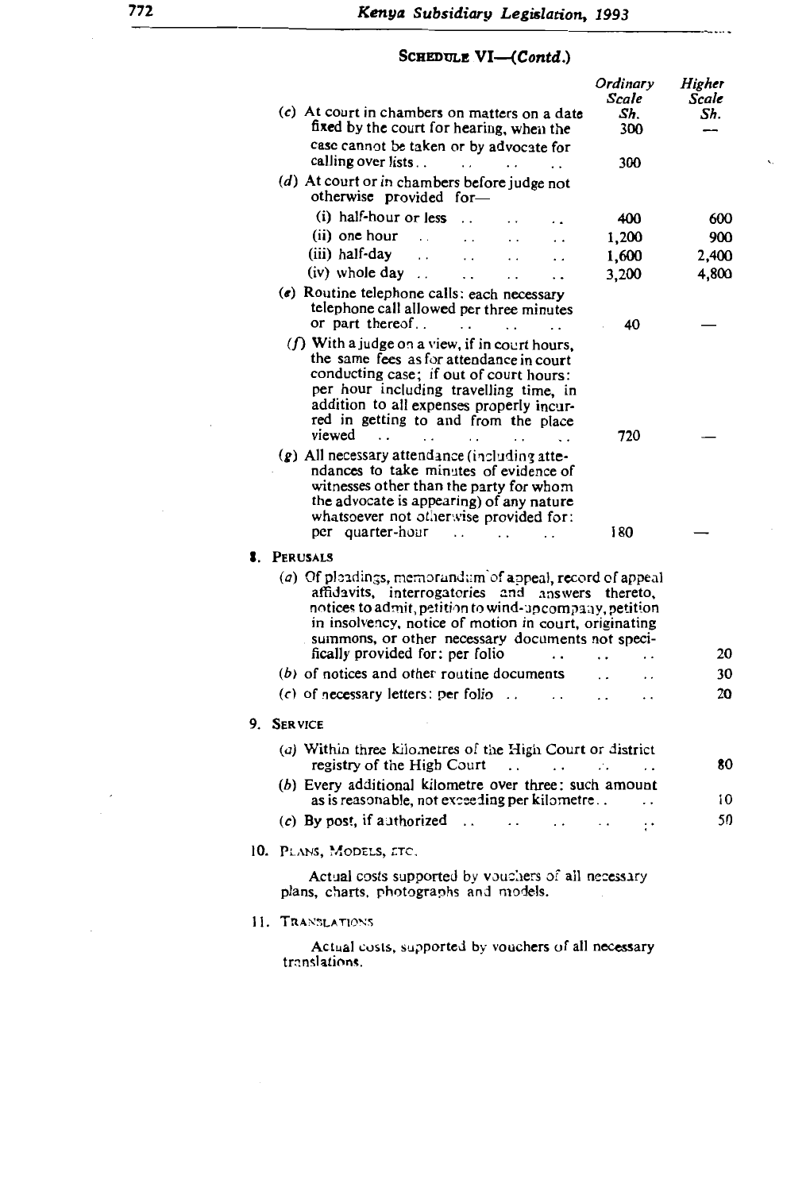## SCHEDULE VI—(*Contd.*)

| | *Ordinary Scale* *Sh.* | *Higher Scale* *Sh.* |
|---|---|---|
| (*c*) At court in chambers on matters on a date fixed by the court for hearing, when the case cannot be taken or by advocate for calling over lists.. .. .. .. | 300 300 | — |
| (*d*) At court or in chambers before judge not otherwise provided for— | | |
| (i) half-hour or less .. .. .. | 400 | 600 |
| (ii) one hour .. .. .. .. | 1,200 | 900 |
| (iii) half-day .. .. .. .. | 1,600 | 2,400 |
| (iv) whole day .. .. .. .. | 3,200 | 4,800 |
| (*e*) Routine telephone calls: each necessary telephone call allowed per three minutes or part thereof.. .. .. .. | 40 | — |
| (*f*) With a judge on a view, if in court hours, the same fees as for attendance in court conducting case; if out of court hours: per hour including travelling time, in addition to all expenses properly incurred in getting to and from the place viewed .. .. .. .. .. | 720 | — |
| (*g*) All necessary attendance (including attendances to take minutes of evidence of witnesses other than the party for whom the advocate is appearing) of any nature whatsoever not otherwise provided for: per quarter-hour .. .. .. | 180 | — |

**8. PERUSALS**

| | |
|---|---|
| (*a*) Of pleadings, memorandum of appeal, record of appeal affidavits, interrogatories and answers thereto, notices to admit, petition to wind-up company, petition in insolvency, notice of motion in court, originating summons, or other necessary documents not specifically provided for: per folio .. .. .. | 20 |
| (*b*) of notices and other routine documents .. .. | 30 |
| (*c*) of necessary letters: per folio .. .. .. .. | 20 |

**9. SERVICE**

| | |
|---|---|
| (*a*) Within three kilometres of the High Court or district registry of the High Court .. .. .. .. | 80 |
| (*b*) Every additional kilometre over three: such amount as is reasonable, not exceeding per kilometre.. .. | 10 |
| (*c*) By post, if authorized .. .. .. .. .. | 50 |

**10. PLANS, MODELS, ETC.**

Actual costs supported by vouchers of all necessary plans, charts, photographs and models.

**11. TRANSLATIONS**

Actual costs, supported by vouchers of all necessary translations.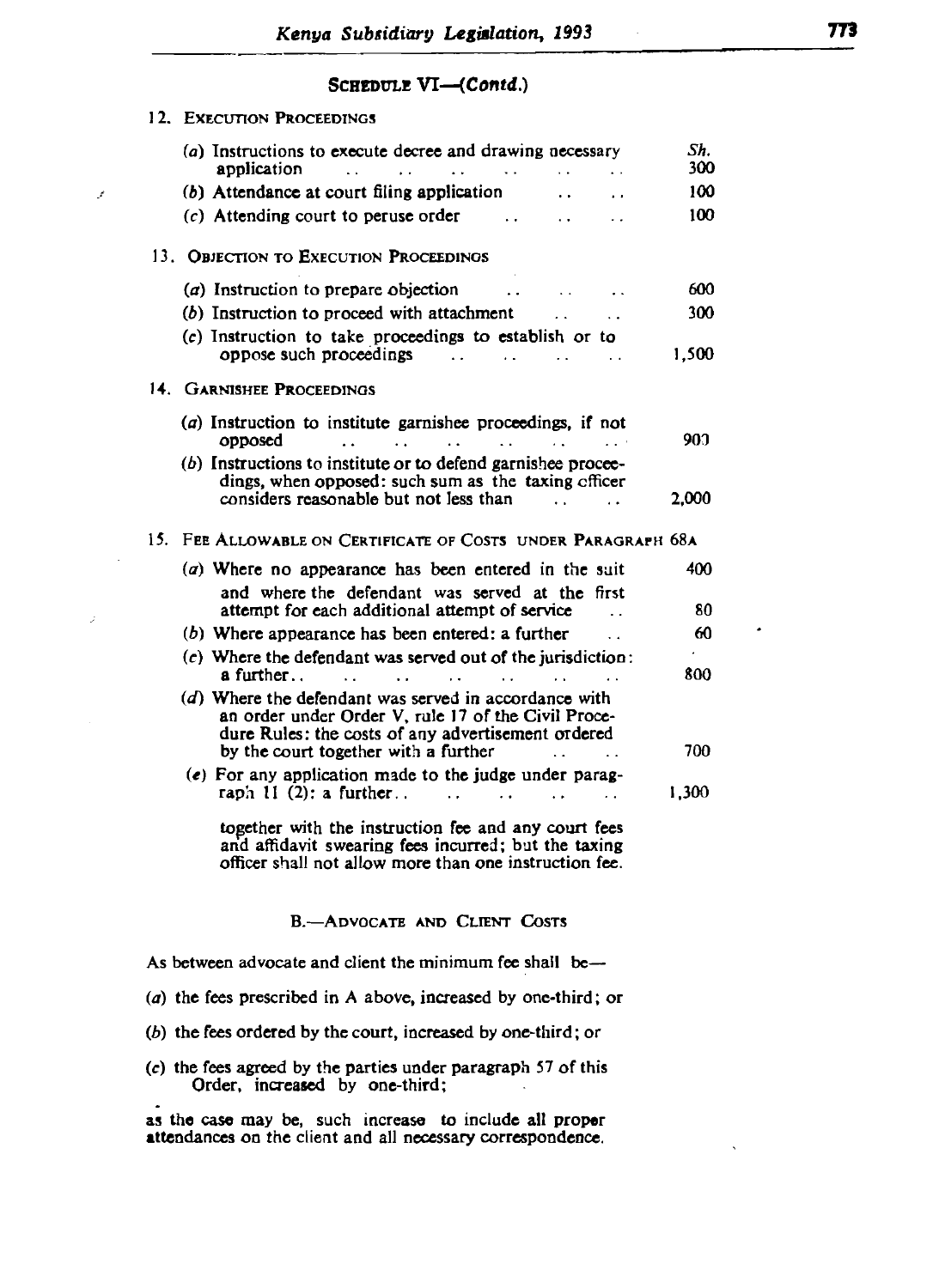## SCHEDULE VI—(Contd.)

### 12. EXECUTION PROCEEDINGS

| | Sh. |
|---|---|
| (a) Instructions to execute decree and drawing necessary application | 300 |
| (b) Attendance at court filing application | 100 |
| (c) Attending court to peruse order | 100 |

### 13. OBJECTION TO EXECUTION PROCEEDINGS

| | |
|---|---|
| (a) Instruction to prepare objection | 600 |
| (b) Instruction to proceed with attachment | 300 |
| (c) Instruction to take proceedings to establish or to oppose such proceedings | 1,500 |

### 14. GARNISHEE PROCEEDINGS

| | |
|---|---|
| (a) Instruction to institute garnishee proceedings, if not opposed | 900 |
| (b) Instructions to institute or to defend garnishee proceedings, when opposed: such sum as the taxing officer considers reasonable but not less than | 2,000 |

### 15. FEE ALLOWABLE ON CERTIFICATE OF COSTS UNDER PARAGRAPH 68A

| | |
|---|---|
| (a) Where no appearance has been entered in the suit | 400 |
| and where the defendant was served at the first attempt for each additional attempt of service | 80 |
| (b) Where appearance has been entered: a further | 60 |
| (c) Where the defendant was served out of the jurisdiction: a further | 800 |
| (d) Where the defendant was served in accordance with an order under Order V, rule 17 of the Civil Procedure Rules: the costs of any advertisement ordered by the court together with a further | 700 |
| (e) For any application made to the judge under paragraph 11 (2): a further | 1,300 |

together with the instruction fee and any court fees and affidavit swearing fees incurred; but the taxing officer shall not allow more than one instruction fee.

## B.—ADVOCATE AND CLIENT COSTS

As between advocate and client the minimum fee shall be—

(a) the fees prescribed in A above, increased by one-third; or

(b) the fees ordered by the court, increased by one-third; or

(c) the fees agreed by the parties under paragraph 57 of this Order, increased by one-third;

as the case may be, such increase to include all proper attendances on the client and all necessary correspondence.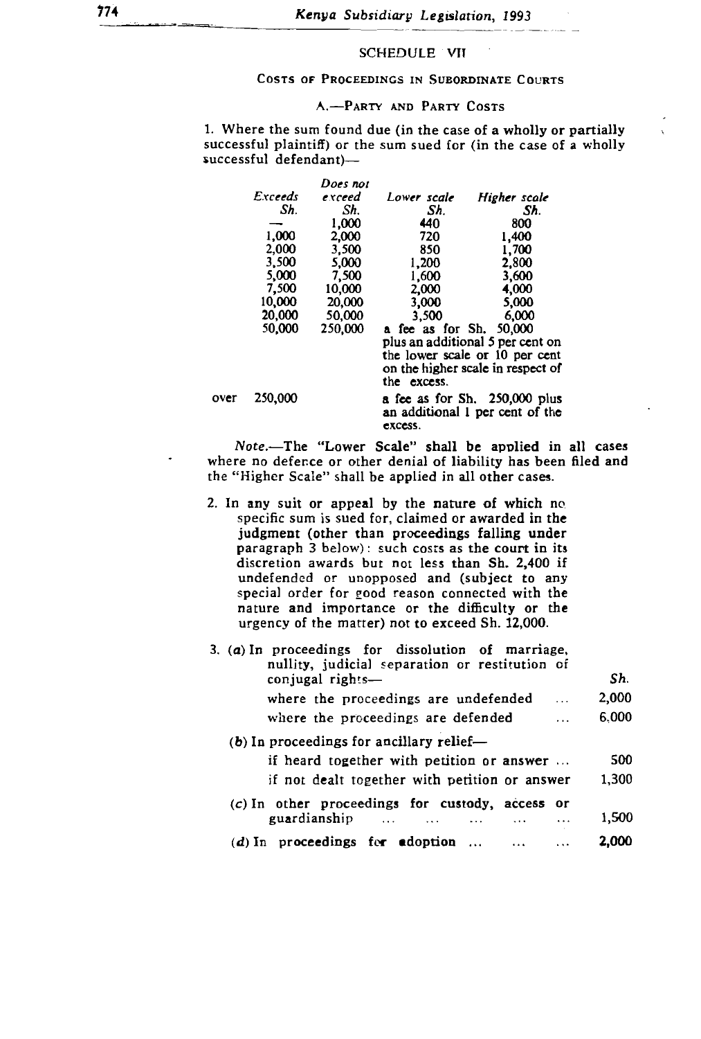## SCHEDULE VII

### COSTS OF PROCEEDINGS IN SUBORDINATE COURTS

#### A.—PARTY AND PARTY COSTS

1. Where the sum found due (in the case of a wholly or partially successful plaintiff) or the sum sued for (in the case of a wholly successful defendant)—

| Exceeds Sh. | Does not exceed Sh. | Lower scale Sh. | Higher scale Sh. |
|---|---|---|---|
| — | 1,000 | 440 | 800 |
| 1,000 | 2,000 | 720 | 1,400 |
| 2,000 | 3,500 | 850 | 1,700 |
| 3,500 | 5,000 | 1,200 | 2,800 |
| 5,000 | 7,500 | 1,600 | 3,600 |
| 7,500 | 10,000 | 2,000 | 4,000 |
| 10,000 | 20,000 | 3,000 | 5,000 |
| 20,000 | 50,000 | 3,500 | 6,000 |
| 50,000 | 250,000 | a fee as for Sh. 50,000 plus an additional 5 per cent on the lower scale or 10 per cent on the higher scale in respect of the excess. | |
| over 250,000 | | a fee as for Sh. 250,000 plus an additional 1 per cent of the excess. | |

*Note.*—The "Lower Scale" shall be applied in all cases where no defence or other denial of liability has been filed and the "Higher Scale" shall be applied in all other cases.

2. In any suit or appeal by the nature of which no specific sum is sued for, claimed or awarded in the judgment (other than proceedings falling under paragraph 3 below): such costs as the court in its discretion awards but not less than Sh. 2,400 if undefended or unopposed and (subject to any special order for good reason connected with the nature and importance or the difficulty or the urgency of the matter) not to exceed Sh. 12,000.

3. (*a*) In proceedings for dissolution of marriage, nullity, judicial separation or restitution of conjugal rights—

| | Sh. |
|---|---|
| where the proceedings are undefended ... | 2,000 |
| where the proceedings are defended ... | 6,000 |

(*b*) In proceedings for ancillary relief—

| | |
|---|---|
| if heard together with petition or answer ... | 500 |
| if not dealt together with petition or answer | 1,300 |

| | |
|---|---|
| (*c*) In other proceedings for custody, access or guardianship ... ... ... ... ... | 1,500 |
| (*d*) In proceedings for adoption ... ... ... | 2,000 |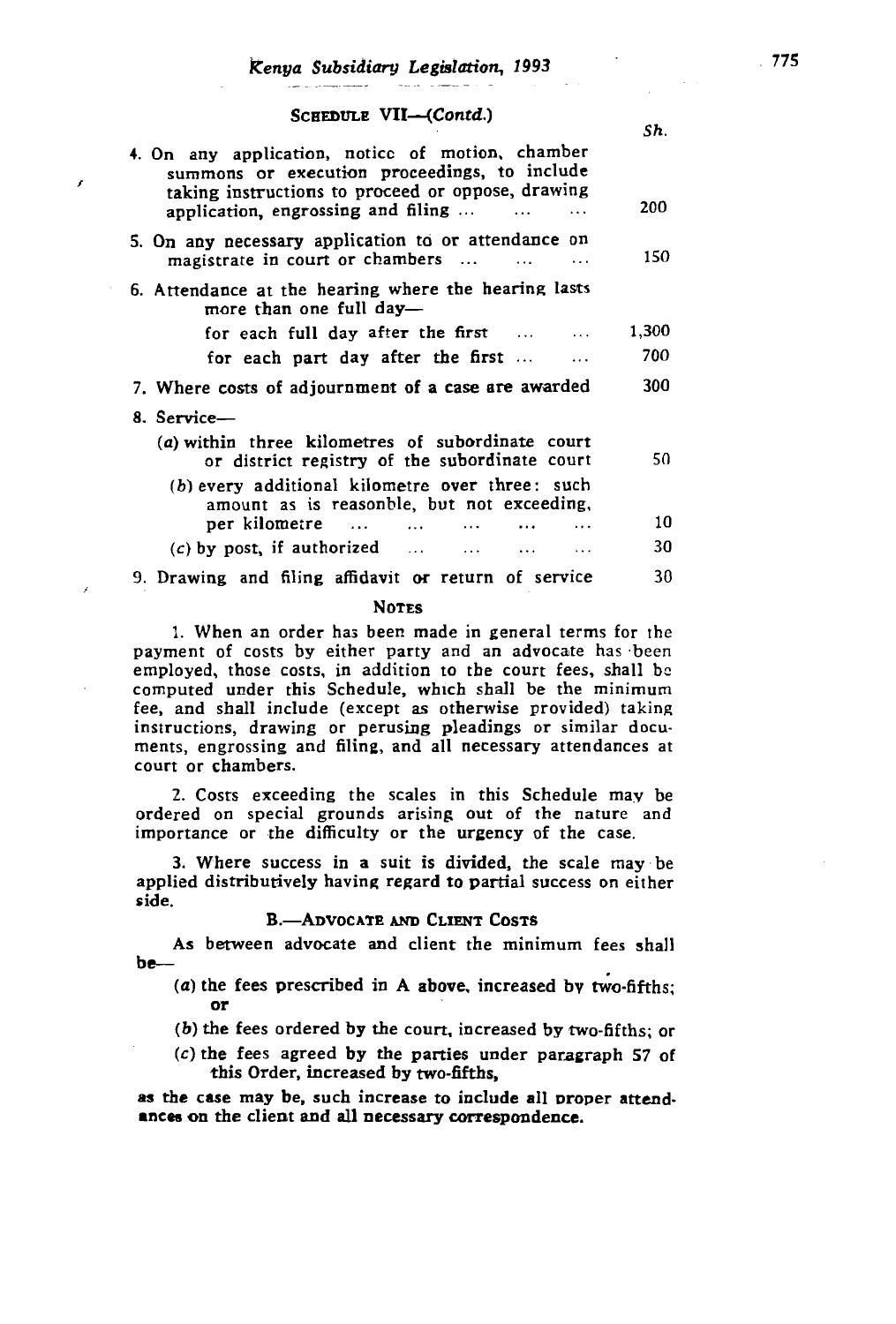SCHEDULE VII—(*Contd.*)

| | Sh. |
|---|---|
| 4. On any application, notice of motion, chamber summons or execution proceedings, to include taking instructions to proceed or oppose, drawing application, engrossing and filing ... ... ... | 200 |
| 5. On any necessary application to or attendance on magistrate in court or chambers ... ... ... | 150 |
| 6. Attendance at the hearing where the hearing lasts more than one full day— | |
| for each full day after the first ... ... | 1,300 |
| for each part day after the first ... ... | 700 |
| 7. Where costs of adjournment of a case are awarded | 300 |
| 8. Service— | |
| (*a*) within three kilometres of subordinate court or district registry of the subordinate court | 50 |
| (*b*) every additional kilometre over three: such amount as is reasonble, but not exceeding, per kilometre ... ... ... ... ... | 10 |
| (*c*) by post, if authorized ... ... ... ... | 30 |
| 9. Drawing and filing affidavit or return of service | 30 |

NOTES

1. When an order has been made in general terms for the payment of costs by either party and an advocate has been employed, those costs, in addition to the court fees, shall be computed under this Schedule, which shall be the minimum fee, and shall include (except as otherwise provided) taking instructions, drawing or perusing pleadings or similar documents, engrossing and filing, and all necessary attendances at court or chambers.

2. Costs exceeding the scales in this Schedule may be ordered on special grounds arising out of the nature and importance or the difficulty or the urgency of the case.

3. Where success in a suit is divided, the scale may be applied distributively having regard to partial success on either side.

B.—ADVOCATE AND CLIENT COSTS

As between advocate and client the minimum fees shall be—

(*a*) the fees prescribed in A above, increased by two-fifths; or

(*b*) the fees ordered by the court, increased by two-fifths; or

(*c*) the fees agreed by the parties under paragraph 57 of this Order, increased by two-fifths,

**as the case may be, such increase to include all proper attendances on the client and all necessary correspondence.**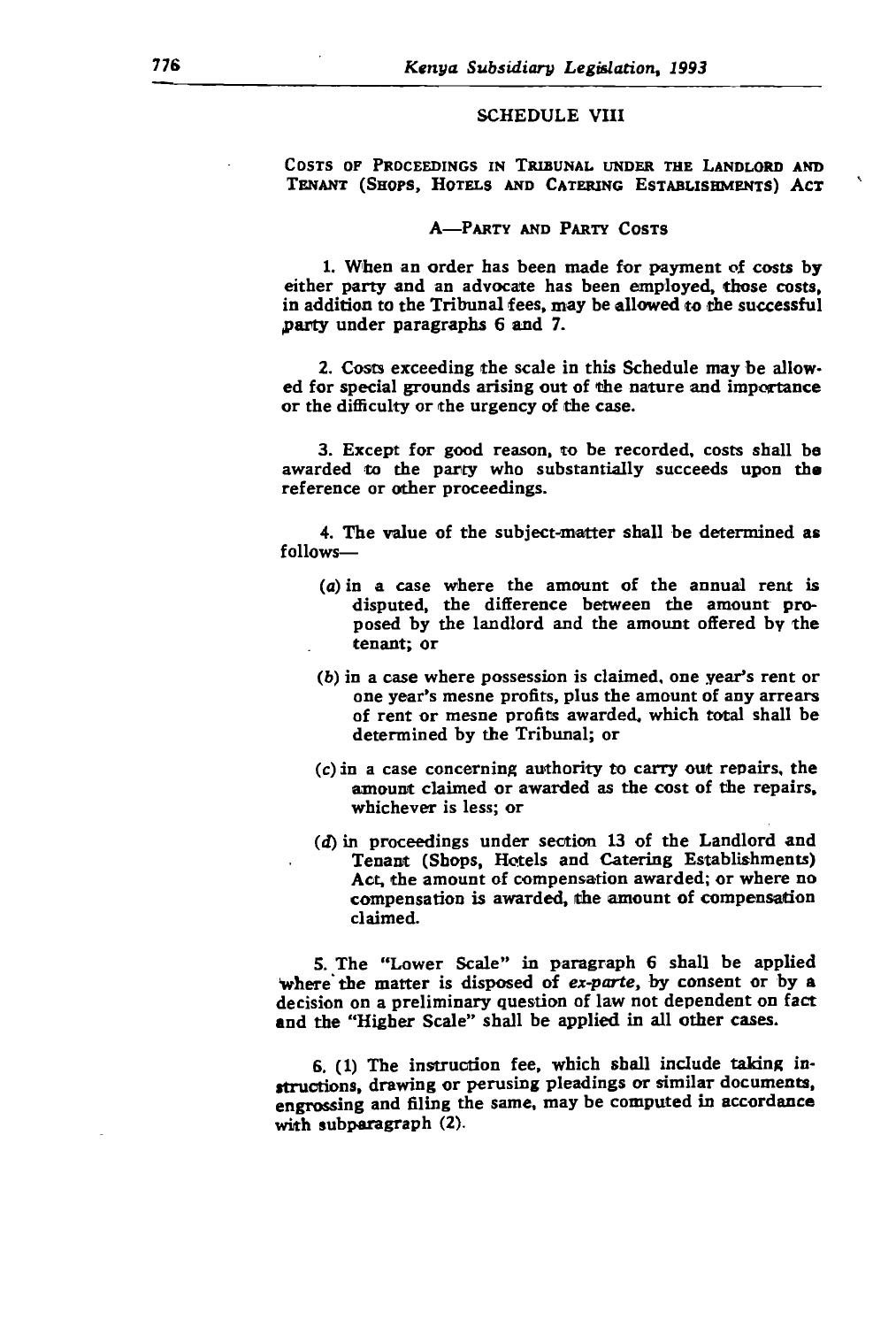## SCHEDULE VIII

### COSTS OF PROCEEDINGS IN TRIBUNAL UNDER THE LANDLORD AND TENANT (SHOPS, HOTELS AND CATERING ESTABLISHMENTS) ACT

#### A—PARTY AND PARTY COSTS

1. When an order has been made for payment of costs by either party and an advocate has been employed, those costs, in addition to the Tribunal fees, may be allowed to the successful party under paragraphs 6 and 7.

2. Costs exceeding the scale in this Schedule may be allowed for special grounds arising out of the nature and importance or the difficulty or the urgency of the case.

3. Except for good reason, to be recorded, costs shall be awarded to the party who substantially succeeds upon the reference or other proceedings.

4. The value of the subject-matter shall be determined as follows—

   (*a*) in a case where the amount of the annual rent is disputed, the difference between the amount proposed by the landlord and the amount offered by the tenant; or

   (*b*) in a case where possession is claimed, one year's rent or one year's mesne profits, plus the amount of any arrears of rent or mesne profits awarded, which total shall be determined by the Tribunal; or

   (*c*) in a case concerning authority to carry out repairs, the amount claimed or awarded as the cost of the repairs, whichever is less; or

   (*d*) in proceedings under section 13 of the Landlord and Tenant (Shops, Hotels and Catering Establishments) Act, the amount of compensation awarded; or where no compensation is awarded, the amount of compensation claimed.

5. The "Lower Scale" in paragraph 6 shall be applied where the matter is disposed of *ex-parte*, by consent or by a decision on a preliminary question of law not dependent on fact and the "Higher Scale" shall be applied in all other cases.

6. (1) The instruction fee, which shall include taking instructions, drawing or perusing pleadings or similar documents, engrossing and filing the same, may be computed in accordance with subparagraph (2).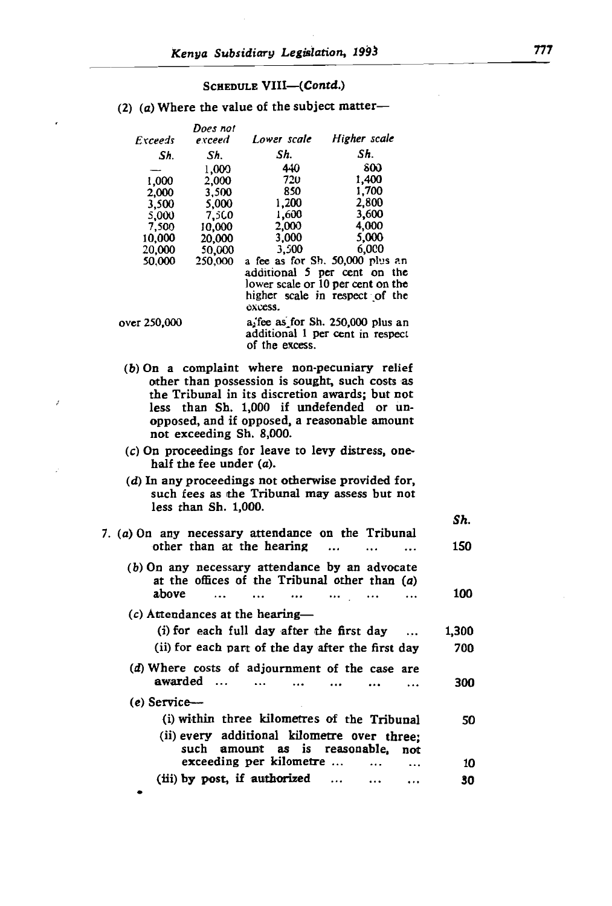SCHEDULE VIII—(*Contd.*)

(2) (*a*) Where the value of the subject matter—

| Exceeds | Does not exceed | Lower scale | Higher scale |
|---|---|---|---|
| Sh. | Sh. | Sh. | Sh. |
| — | 1,000 | 440 | 800 |
| 1,000 | 2,000 | 720 | 1,400 |
| 2,000 | 3,500 | 850 | 1,700 |
| 3,500 | 5,000 | 1,200 | 2,800 |
| 5,000 | 7,500 | 1,600 | 3,600 |
| 7,500 | 10,000 | 2,000 | 4,000 |
| 10,000 | 20,000 | 3,000 | 5,000 |
| 20,000 | 50,000 | 3,500 | 6,000 |
| 50,000 | 250,000 | a fee as for Sh. 50,000 plus an additional 5 per cent on the lower scale or 10 per cent on the higher scale in respect of the excess. | |
| over 250,000 | | a fee as for Sh. 250,000 plus an additional 1 per cent in respect of the excess. | |

(*b*) On a complaint where non-pecuniary relief other than possession is sought, such costs as the Tribunal in its discretion awards; but not less than Sh. 1,000 if undefended or unopposed, and if opposed, a reasonable amount not exceeding Sh. 8,000.

(*c*) On proceedings for leave to levy distress, one-half the fee under (*a*).

(*d*) In any proceedings not otherwise provided for, such fees as the Tribunal may assess but not less than Sh. 1,000.

| | Sh. |
|---|---|
| 7. (*a*) On any necessary attendance on the Tribunal other than at the hearing ... ... ... | 150 |
| (*b*) On any necessary attendance by an advocate at the offices of the Tribunal other than (*a*) above ... ... ... ... ... ... | 100 |
| (*c*) Attendances at the hearing— | |
| (i) for each full day after the first day ... | 1,300 |
| (ii) for each part of the day after the first day | 700 |
| (*d*) Where costs of adjournment of the case are awarded ... ... ... ... ... ... | 300 |
| (*e*) Service— | |
| (i) within three kilometres of the Tribunal | 50 |
| (ii) every additional kilometre over three; such amount as is reasonable, not exceeding per kilometre ... ... ... | 10 |
| (iii) by post, if authorized ... ... ... | 30 |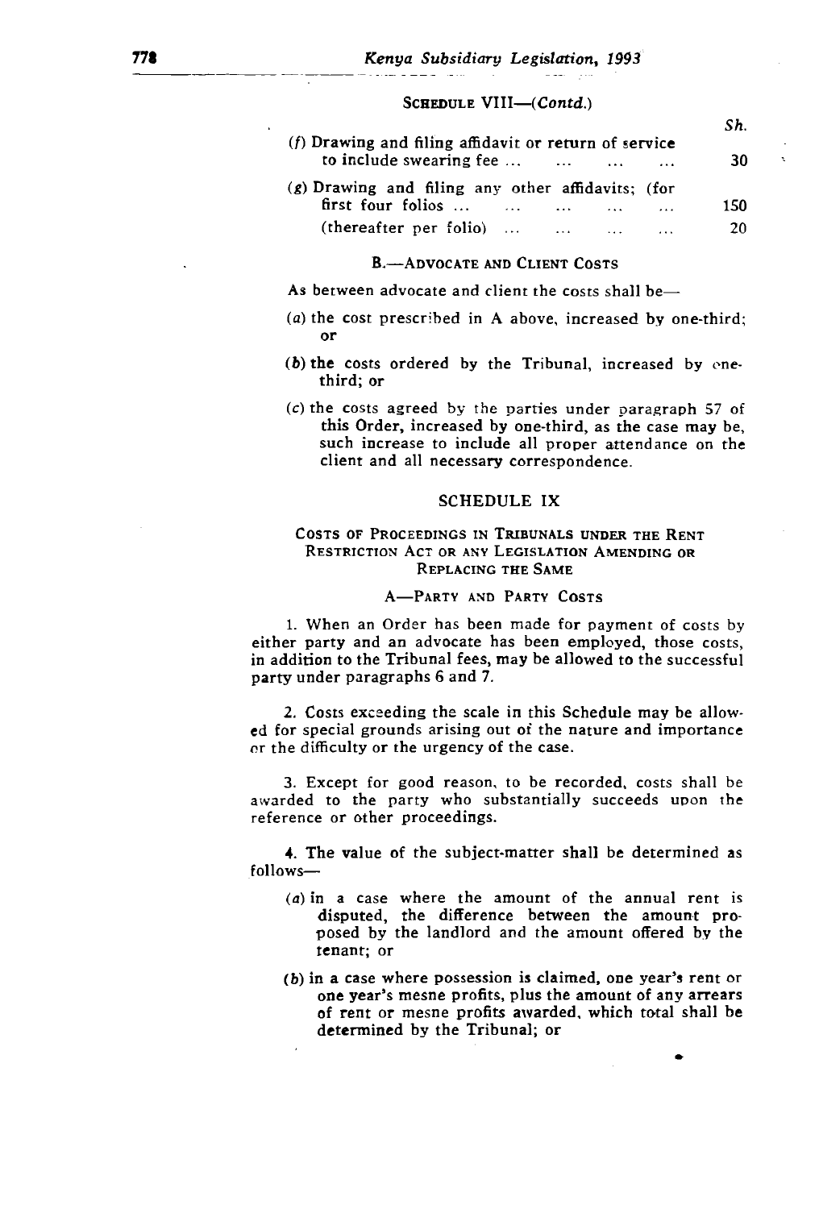SCHEDULE VIII—(*Contd.*)

| | Sh. |
|---|---|
| (*f*) Drawing and filing affidavit or return of service to include swearing fee ... ... ... ... | 30 |
| (*g*) Drawing and filing any other affidavits; (for first four folios ... ... ... ... ... | 150 |
| (thereafter per folio) ... ... ... ... | 20 |

B.—ADVOCATE AND CLIENT COSTS

As between advocate and client the costs shall be—

(*a*) the cost prescribed in A above, increased by one-third; or

(*b*) the costs ordered by the Tribunal, increased by one-third; or

(*c*) the costs agreed by the parties under paragraph 57 of this Order, increased by one-third, as the case may be, such increase to include all proper attendance on the client and all necessary correspondence.

## SCHEDULE IX

### COSTS OF PROCEEDINGS IN TRIBUNALS UNDER THE RENT RESTRICTION ACT OR ANY LEGISLATION AMENDING OR REPLACING THE SAME

A—PARTY AND PARTY COSTS

1. When an Order has been made for payment of costs by either party and an advocate has been employed, those costs, in addition to the Tribunal fees, may be allowed to the successful party under paragraphs 6 and 7.

2. Costs exceeding the scale in this Schedule may be allowed for special grounds arising out of the nature and importance or the difficulty or the urgency of the case.

3. Except for good reason, to be recorded, costs shall be awarded to the party who substantially succeeds upon the reference or other proceedings.

4. The value of the subject-matter shall be determined as follows—

(*a*) in a case where the amount of the annual rent is disputed, the difference between the amount proposed by the landlord and the amount offered by the tenant; or

(*b*) in a case where possession is claimed, one year's rent or one year's mesne profits, plus the amount of any arrears of rent or mesne profits awarded, which total shall be determined by the Tribunal; or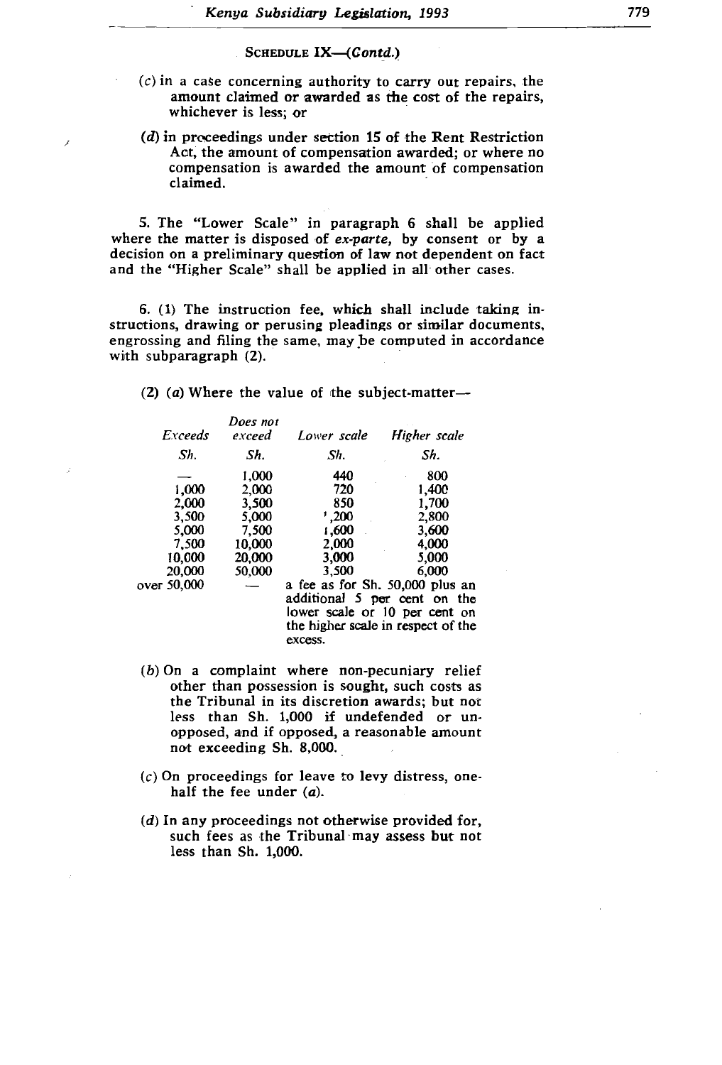SCHEDULE IX—(*Contd.*)

(*c*) in a case concerning authority to carry out repairs, the amount claimed or awarded as the cost of the repairs, whichever is less; or

(*d*) in proceedings under section 15 of the Rent Restriction Act, the amount of compensation awarded; or where no compensation is awarded the amount of compensation claimed.

5. The "Lower Scale" in paragraph 6 shall be applied where the matter is disposed of *ex-parte*, by consent or by a decision on a preliminary question of law not dependent on fact and the "Higher Scale" shall be applied in all other cases.

6. (1) The instruction fee, which shall include taking instructions, drawing or perusing pleadings or similar documents, engrossing and filing the same, may be computed in accordance with subparagraph (2).

(2) (*a*) Where the value of the subject-matter—

| *Exceeds* | *Does not exceed* | *Lower scale* | *Higher scale* |
|---|---|---|---|
| *Sh.* | *Sh.* | *Sh.* | *Sh.* |
| — | 1,000 | 440 | 800 |
| 1,000 | 2,000 | 720 | 1,400 |
| 2,000 | 3,500 | 850 | 1,700 |
| 3,500 | 5,000 | 1,200 | 2,800 |
| 5,000 | 7,500 | 1,600 | 3,600 |
| 7,500 | 10,000 | 2,000 | 4,000 |
| 10,000 | 20,000 | 3,000 | 5,000 |
| 20,000 | 50,000 | 3,500 | 6,000 |
| over 50,000 | — | a fee as for Sh. 50,000 plus an additional 5 per cent on the lower scale or 10 per cent on the higher scale in respect of the excess. | |

(*b*) On a complaint where non-pecuniary relief other than possession is sought, such costs as the Tribunal in its discretion awards; but not less than Sh. 1,000 if undefended or unopposed, and if opposed, a reasonable amount not exceeding Sh. 8,000.

(*c*) On proceedings for leave to levy distress, one-half the fee under (*a*).

(*d*) In any proceedings not otherwise provided for, such fees as the Tribunal may assess but not less than Sh. 1,000.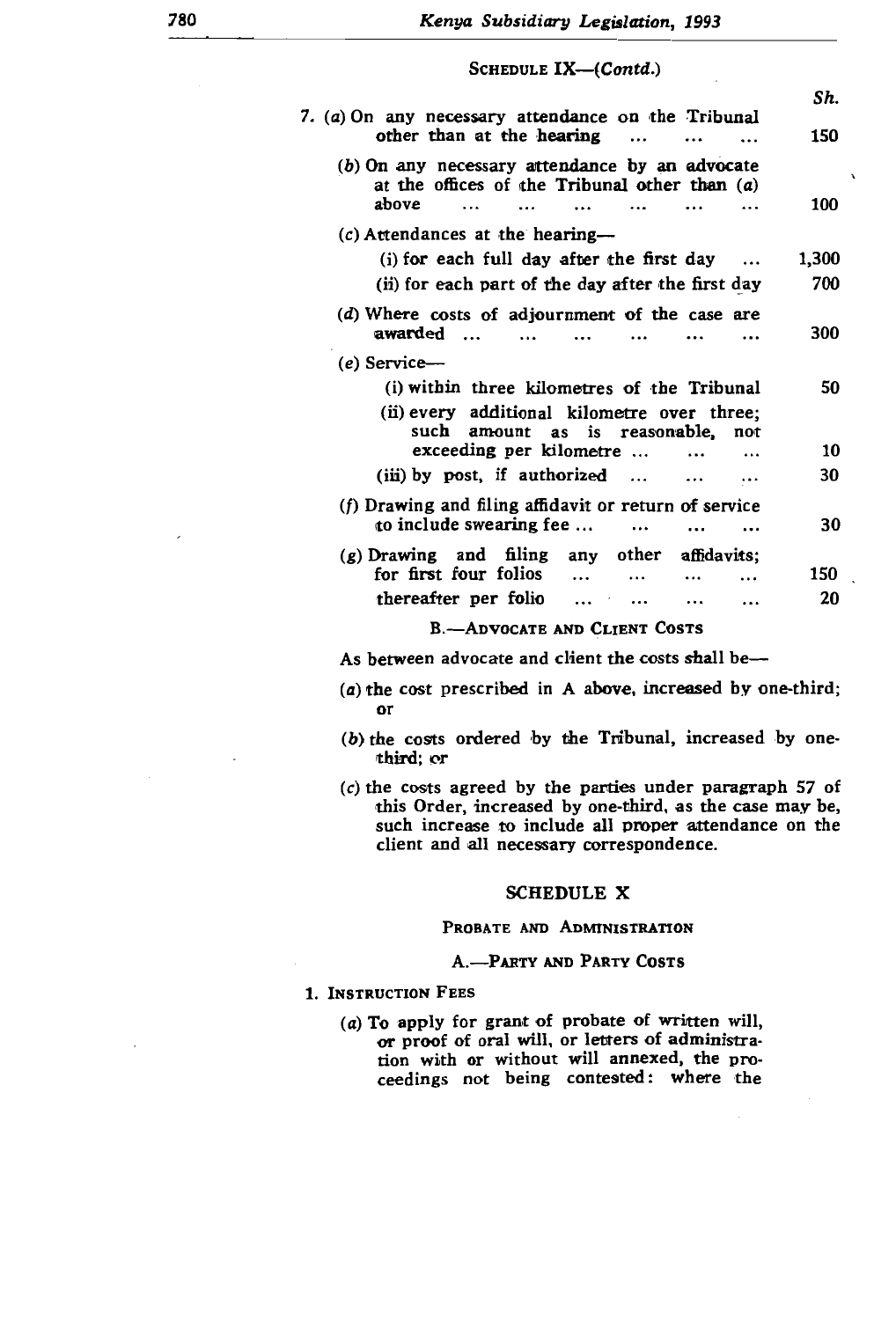SCHEDULE IX—(*Contd.*)

| | Sh. |
|---|---|
| 7. (*a*) On any necessary attendance on the Tribunal other than at the hearing ... ... ... | 150 |
| (*b*) On any necessary attendance by an advocate at the offices of the Tribunal other than (*a*) above ... ... ... ... ... ... | 100 |
| (*c*) Attendances at the hearing— | |
| (i) for each full day after the first day ... | 1,300 |
| (ii) for each part of the day after the first day | 700 |
| (*d*) Where costs of adjournment of the case are awarded ... ... ... ... ... ... | 300 |
| (*e*) Service— | |
| (i) within three kilometres of the Tribunal | 50 |
| (ii) every additional kilometre over three; such amount as is reasonable, not exceeding per kilometre ... ... ... | 10 |
| (iii) by post, if authorized ... ... ... | 30 |
| (*f*) Drawing and filing affidavit or return of service to include swearing fee ... ... ... ... | 30 |
| (*g*) Drawing and filing any other affidavits; for first four folios ... ... ... ... | 150 |
| thereafter per folio ... ... ... ... | 20 |

B.—ADVOCATE AND CLIENT COSTS

As between advocate and client the costs shall be—

(*a*) the cost prescribed in A above, increased by one-third; or

(*b*) the costs ordered by the Tribunal, increased by one-third; or

(*c*) the costs agreed by the parties under paragraph 57 of this Order, increased by one-third, as the case may be, such increase to include all proper attendance on the client and all necessary correspondence.

## SCHEDULE X

PROBATE AND ADMINISTRATION

A.—PARTY AND PARTY COSTS

1. INSTRUCTION FEES

(*a*) To apply for grant of probate of written will, or proof of oral will, or letters of administration with or without will annexed, the proceedings not being contested: where the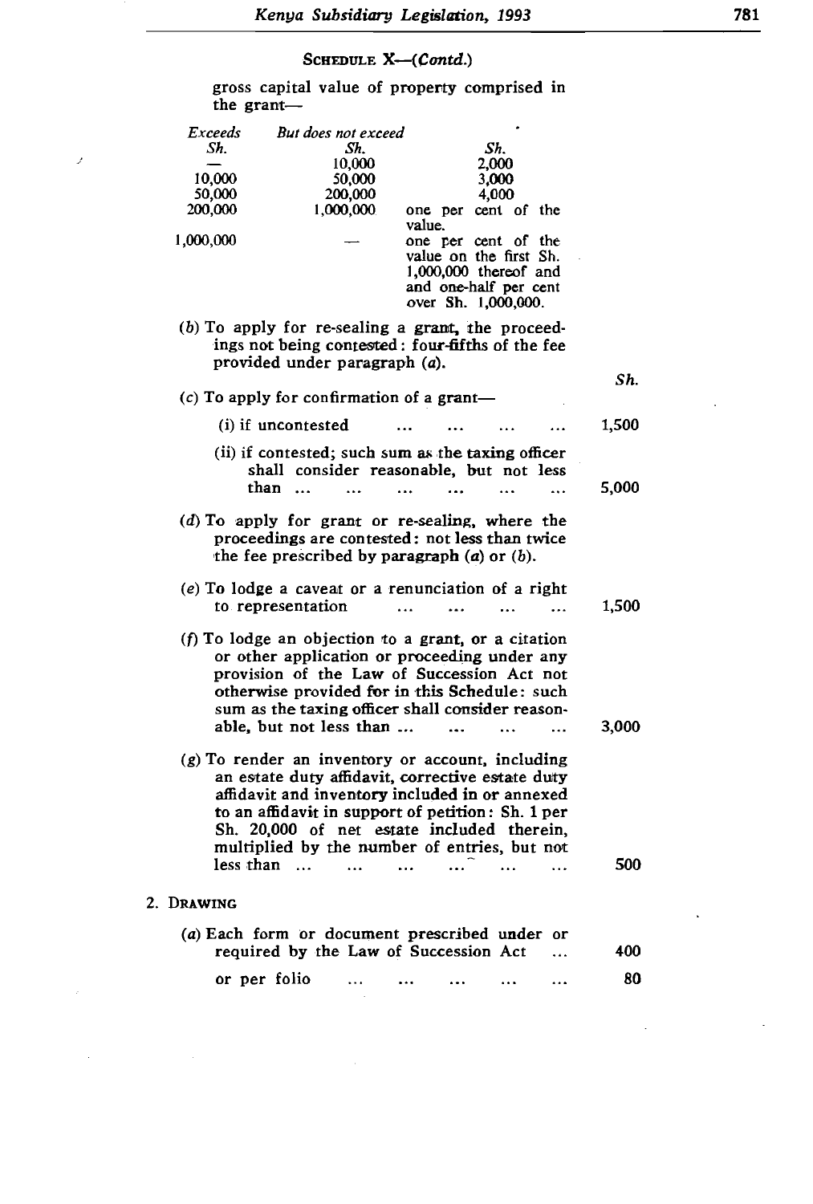## SCHEDULE X—(*Contd.*)

gross capital value of property comprised in the grant—

| *Exceeds* Sh. | *But does not exceed* Sh. | Sh. |
|---|---|---|
| — | 10,000 | 2,000 |
| 10,000 | 50,000 | 3,000 |
| 50,000 | 200,000 | 4,000 |
| 200,000 | 1,000,000 | one per cent of the value. |
| 1,000,000 | — | one per cent of the value on the first Sh. 1,000,000 thereof and one-half per cent over Sh. 1,000,000. |

(*b*) To apply for re-sealing a grant, the proceedings not being contested: four-fifths of the fee provided under paragraph (*a*).

| | Sh. |
|---|---|
| (*c*) To apply for confirmation of a grant— | |
| (i) if uncontested ... ... ... ... | 1,500 |
| (ii) if contested; such sum as the taxing officer shall consider reasonable, but not less than ... ... ... ... ... ... | 5,000 |
| (*d*) To apply for grant or re-sealing, where the proceedings are contested: not less than twice the fee prescribed by paragraph (*a*) or (*b*). | |
| (*e*) To lodge a caveat or a renunciation of a right to representation ... ... ... ... | 1,500 |
| (*f*) To lodge an objection to a grant, or a citation or other application or proceeding under any provision of the Law of Succession Act not otherwise provided for in this Schedule: such sum as the taxing officer shall consider reasonable, but not less than ... ... ... ... | 3,000 |
| (*g*) To render an inventory or account, including an estate duty affidavit, corrective estate duty affidavit and inventory included in or annexed to an affidavit in support of petition: Sh. 1 per Sh. 20,000 of net estate included therein, multiplied by the number of entries, but not less than ... ... ... ... ... ... | 500 |

2. DRAWING

| | |
|---|---|
| (*a*) Each form or document prescribed under or required by the Law of Succession Act ... | 400 |
| or per folio ... ... ... ... ... | 80 |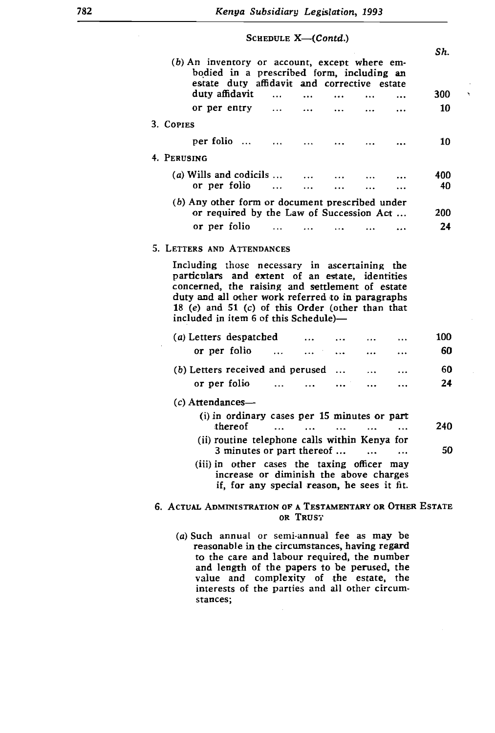SCHEDULE X—(*Contd.*)

| | Sh. |
|---|---|
| (*b*) An inventory or account, except where embodied in a prescribed form, including an estate duty affidavit and corrective estate duty affidavit ... ... ... ... ... | 300 |
| or per entry ... ... ... ... ... | 10 |
| 3. COPIES | |
| per folio ... ... ... ... ... ... | 10 |
| 4. PERUSING | |
| (*a*) Wills and codicils ... ... ... ... ... | 400 |
| or per folio ... ... ... ... ... | 40 |
| (*b*) Any other form or document prescribed under or required by the Law of Succession Act ... | 200 |
| or per folio ... ... ... ... ... | 24 |

5. LETTERS AND ATTENDANCES

Including those necessary in ascertaining the particulars and extent of an estate, identities concerned, the raising and settlement of estate duty and all other work referred to in paragraphs 18 (*e*) and 51 (*c*) of this Order (other than that included in item 6 of this Schedule)—

| | Sh. |
|---|---|
| (*a*) Letters despatched ... ... ... ... | 100 |
| or per folio ... ... ... ... ... | 60 |
| (*b*) Letters received and perused ... ... ... | 60 |
| or per folio ... ... ... ... ... | 24 |
| (*c*) Attendances— | |
| (i) in ordinary cases per 15 minutes or part thereof ... ... ... ... ... | 240 |
| (ii) routine telephone calls within Kenya for 3 minutes or part thereof ... ... ... | 50 |
| (iii) in other cases the taxing officer may increase or diminish the above charges if, for any special reason, he sees it fit. | |

6. ACTUAL ADMINISTRATION OF A TESTAMENTARY OR OTHER ESTATE OR TRUST

(*a*) Such annual or semi-annual fee as may be reasonable in the circumstances, having regard to the care and labour required, the number and length of the papers to be perused, the value and complexity of the estate, the interests of the parties and all other circumstances;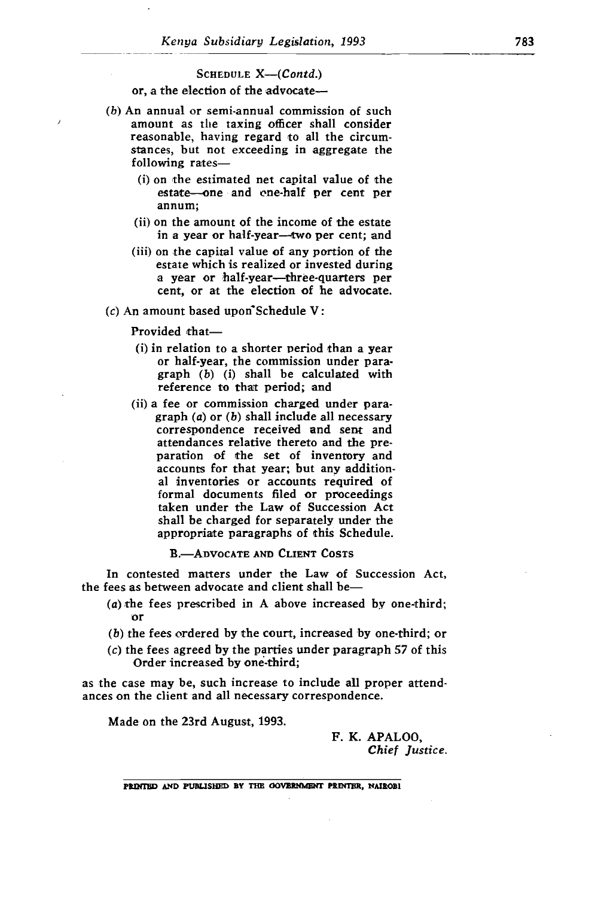SCHEDULE X—(*Contd.*)

or, a the election of the advocate—

(*b*) An annual or semi-annual commission of such amount as the taxing officer shall consider reasonable, having regard to all the circumstances, but not exceeding in aggregate the following rates—

(i) on the estimated net capital value of the estate—one and one-half per cent per annum;

(ii) on the amount of the income of the estate in a year or half-year—two per cent; and

(iii) on the capital value of any portion of the estate which is realized or invested during a year or half-year—three-quarters per cent, or at the election of he advocate.

(*c*) An amount based upon Schedule V:

Provided that—

(i) in relation to a shorter period than a year or half-year, the commission under paragraph (*b*) (i) shall be calculated with reference to that period; and

(ii) a fee or commission charged under paragraph (*a*) or (*b*) shall include all necessary correspondence received and sent and attendances relative thereto and the preparation of the set of inventory and accounts for that year; but any additional inventories or accounts required of formal documents filed or proceedings taken under the Law of Succession Act shall be charged for separately under the appropriate paragraphs of this Schedule.

B.—ADVOCATE AND CLIENT COSTS

In contested matters under the Law of Succession Act, the fees as between advocate and client shall be—

(*a*) the fees prescribed in A above increased by one-third; or

(*b*) the fees ordered by the court, increased by one-third; or

(*c*) the fees agreed by the parties under paragraph 57 of this Order increased by one-third;

as the case may be, such increase to include all proper attendances on the client and all necessary correspondence.

Made on the 23rd August, 1993.

F. K. APALOO,
*Chief Justice.*

PRINTED AND PUBLISHED BY THE GOVERNMENT PRINTER, NAIROBI